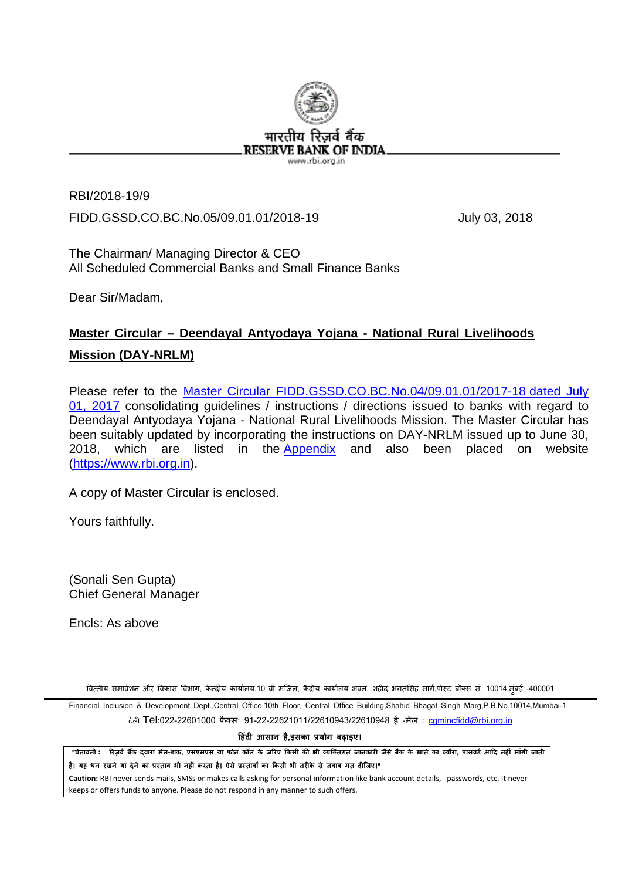भारतीय रिज़र्व बैंक
RESERVE BANK OF INDIA
www.rbi.org.in

RBI/2018-19/9

FIDD.GSSD.CO.BC.No.05/09.01.01/2018-19 July 03, 2018

The Chairman/ Managing Director & CEO
All Scheduled Commercial Banks and Small Finance Banks

Dear Sir/Madam,

**Master Circular – Deendayal Antyodaya Yojana - National Rural Livelihoods Mission (DAY-NRLM)**

Please refer to the Master Circular FIDD.GSSD.CO.BC.No.04/09.01.01/2017-18 dated July 01, 2017 consolidating guidelines / instructions / directions issued to banks with regard to Deendayal Antyodaya Yojana - National Rural Livelihoods Mission. The Master Circular has been suitably updated by incorporating the instructions on DAY-NRLM issued up to June 30, 2018, which are listed in the Appendix and also been placed on website (https://www.rbi.org.in).

A copy of Master Circular is enclosed.

Yours faithfully.

(Sonali Sen Gupta)
Chief General Manager

Encls: As above

वित्तीय समावेशन और विकास विभाग, केन्द्रीय कार्यालय,10 वी मंजिल, केंद्रीय कार्यालय भवन, शहीद भगतसिंह मार्ग,पोस्ट बॉक्स सं. 10014,मुंबई -400001

Financial Inclusion & Development Dept.,Central Office,10th Floor, Central Office Building,Shahid Bhagat Singh Marg,P.B.No.10014,Mumbai-1
टेली Tel:022-22601000 फैक्सः 91-22-22621011/22610943/22610948 ई -मेल : cgmincfidd@rbi.org.in

**हिंदी आसान है,इसका प्रयोग बढ़ाइए।**

**"चेतावनी : रिज़र्व बैंक द्वारा मेल-डाक, एसएमएस या फोन कॉल के जरिए किसी की भी व्यक्तिगत जानकारी जैसे बैंक के खाते का ब्यौरा, पासवर्ड आदि नहीं मांगी जाती है। यह धन रखने या देने का प्रस्ताव भी नहीं करता है। ऐसे प्रस्तावों का किसी भी तरीके से जवाब मत दीजिए।"**

**Caution:** RBI never sends mails, SMSs or makes calls asking for personal information like bank account details, passwords, etc. It never keeps or offers funds to anyone. Please do not respond in any manner to such offers.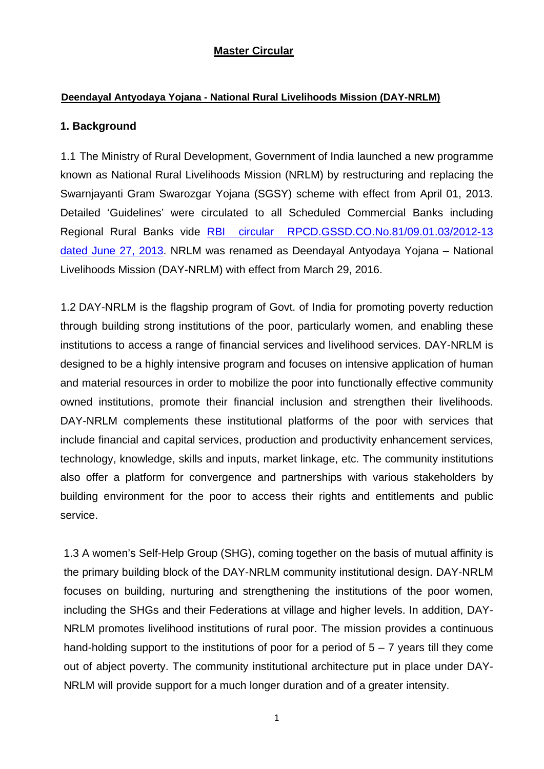**Master Circular**

**Deendayal Antyodaya Yojana - National Rural Livelihoods Mission (DAY-NRLM)**

## 1. Background

1.1 The Ministry of Rural Development, Government of India launched a new programme known as National Rural Livelihoods Mission (NRLM) by restructuring and replacing the Swarnjayanti Gram Swarozgar Yojana (SGSY) scheme with effect from April 01, 2013. Detailed 'Guidelines' were circulated to all Scheduled Commercial Banks including Regional Rural Banks vide [RBI circular RPCD.GSSD.CO.No.81/09.01.03/2012-13 dated June 27, 2013]. NRLM was renamed as Deendayal Antyodaya Yojana – National Livelihoods Mission (DAY-NRLM) with effect from March 29, 2016.

1.2 DAY-NRLM is the flagship program of Govt. of India for promoting poverty reduction through building strong institutions of the poor, particularly women, and enabling these institutions to access a range of financial services and livelihood services. DAY-NRLM is designed to be a highly intensive program and focuses on intensive application of human and material resources in order to mobilize the poor into functionally effective community owned institutions, promote their financial inclusion and strengthen their livelihoods. DAY-NRLM complements these institutional platforms of the poor with services that include financial and capital services, production and productivity enhancement services, technology, knowledge, skills and inputs, market linkage, etc. The community institutions also offer a platform for convergence and partnerships with various stakeholders by building environment for the poor to access their rights and entitlements and public service.

1.3 A women's Self-Help Group (SHG), coming together on the basis of mutual affinity is the primary building block of the DAY-NRLM community institutional design. DAY-NRLM focuses on building, nurturing and strengthening the institutions of the poor women, including the SHGs and their Federations at village and higher levels. In addition, DAY-NRLM promotes livelihood institutions of rural poor. The mission provides a continuous hand-holding support to the institutions of poor for a period of 5 – 7 years till they come out of abject poverty. The community institutional architecture put in place under DAY-NRLM will provide support for a much longer duration and of a greater intensity.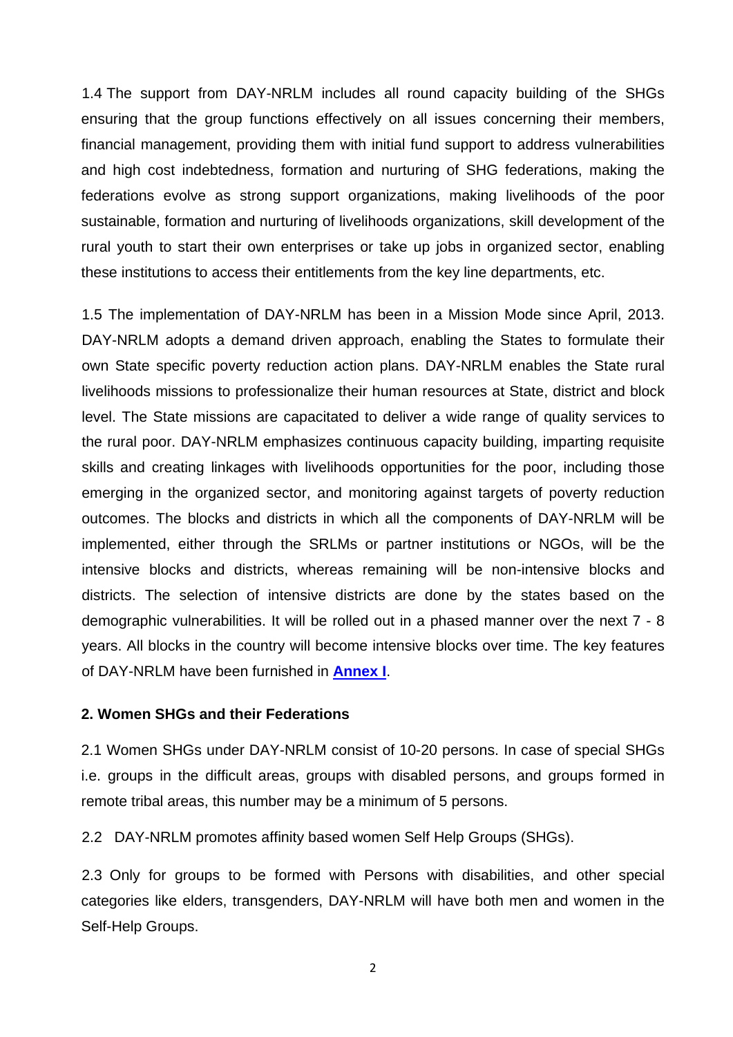1.4 The support from DAY-NRLM includes all round capacity building of the SHGs ensuring that the group functions effectively on all issues concerning their members, financial management, providing them with initial fund support to address vulnerabilities and high cost indebtedness, formation and nurturing of SHG federations, making the federations evolve as strong support organizations, making livelihoods of the poor sustainable, formation and nurturing of livelihoods organizations, skill development of the rural youth to start their own enterprises or take up jobs in organized sector, enabling these institutions to access their entitlements from the key line departments, etc.

1.5 The implementation of DAY-NRLM has been in a Mission Mode since April, 2013. DAY-NRLM adopts a demand driven approach, enabling the States to formulate their own State specific poverty reduction action plans. DAY-NRLM enables the State rural livelihoods missions to professionalize their human resources at State, district and block level. The State missions are capacitated to deliver a wide range of quality services to the rural poor. DAY-NRLM emphasizes continuous capacity building, imparting requisite skills and creating linkages with livelihoods opportunities for the poor, including those emerging in the organized sector, and monitoring against targets of poverty reduction outcomes. The blocks and districts in which all the components of DAY-NRLM will be implemented, either through the SRLMs or partner institutions or NGOs, will be the intensive blocks and districts, whereas remaining will be non-intensive blocks and districts. The selection of intensive districts are done by the states based on the demographic vulnerabilities. It will be rolled out in a phased manner over the next 7 - 8 years. All blocks in the country will become intensive blocks over time. The key features of DAY-NRLM have been furnished in **Annex I**.

**2. Women SHGs and their Federations**

2.1 Women SHGs under DAY-NRLM consist of 10-20 persons. In case of special SHGs i.e. groups in the difficult areas, groups with disabled persons, and groups formed in remote tribal areas, this number may be a minimum of 5 persons.

2.2 DAY-NRLM promotes affinity based women Self Help Groups (SHGs).

2.3 Only for groups to be formed with Persons with disabilities, and other special categories like elders, transgenders, DAY-NRLM will have both men and women in the Self-Help Groups.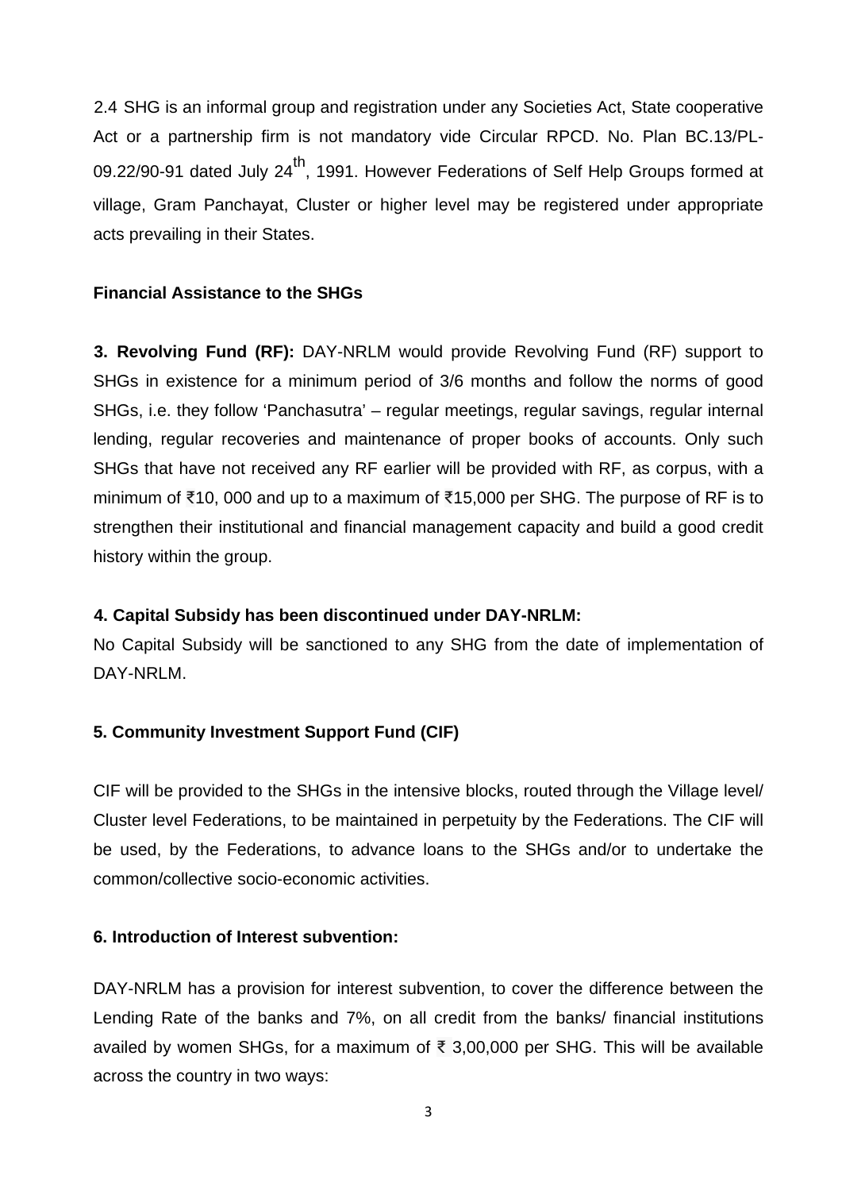2.4 SHG is an informal group and registration under any Societies Act, State cooperative Act or a partnership firm is not mandatory vide Circular RPCD. No. Plan BC.13/PL-09.22/90-91 dated July 24th, 1991. However Federations of Self Help Groups formed at village, Gram Panchayat, Cluster or higher level may be registered under appropriate acts prevailing in their States.

**Financial Assistance to the SHGs**

**3. Revolving Fund (RF):** DAY-NRLM would provide Revolving Fund (RF) support to SHGs in existence for a minimum period of 3/6 months and follow the norms of good SHGs, i.e. they follow 'Panchasutra' – regular meetings, regular savings, regular internal lending, regular recoveries and maintenance of proper books of accounts. Only such SHGs that have not received any RF earlier will be provided with RF, as corpus, with a minimum of ₹10, 000 and up to a maximum of ₹15,000 per SHG. The purpose of RF is to strengthen their institutional and financial management capacity and build a good credit history within the group.

**4. Capital Subsidy has been discontinued under DAY-NRLM:**

No Capital Subsidy will be sanctioned to any SHG from the date of implementation of DAY-NRLM.

**5. Community Investment Support Fund (CIF)**

CIF will be provided to the SHGs in the intensive blocks, routed through the Village level/ Cluster level Federations, to be maintained in perpetuity by the Federations. The CIF will be used, by the Federations, to advance loans to the SHGs and/or to undertake the common/collective socio-economic activities.

**6. Introduction of Interest subvention:**

DAY-NRLM has a provision for interest subvention, to cover the difference between the Lending Rate of the banks and 7%, on all credit from the banks/ financial institutions availed by women SHGs, for a maximum of ₹ 3,00,000 per SHG. This will be available across the country in two ways: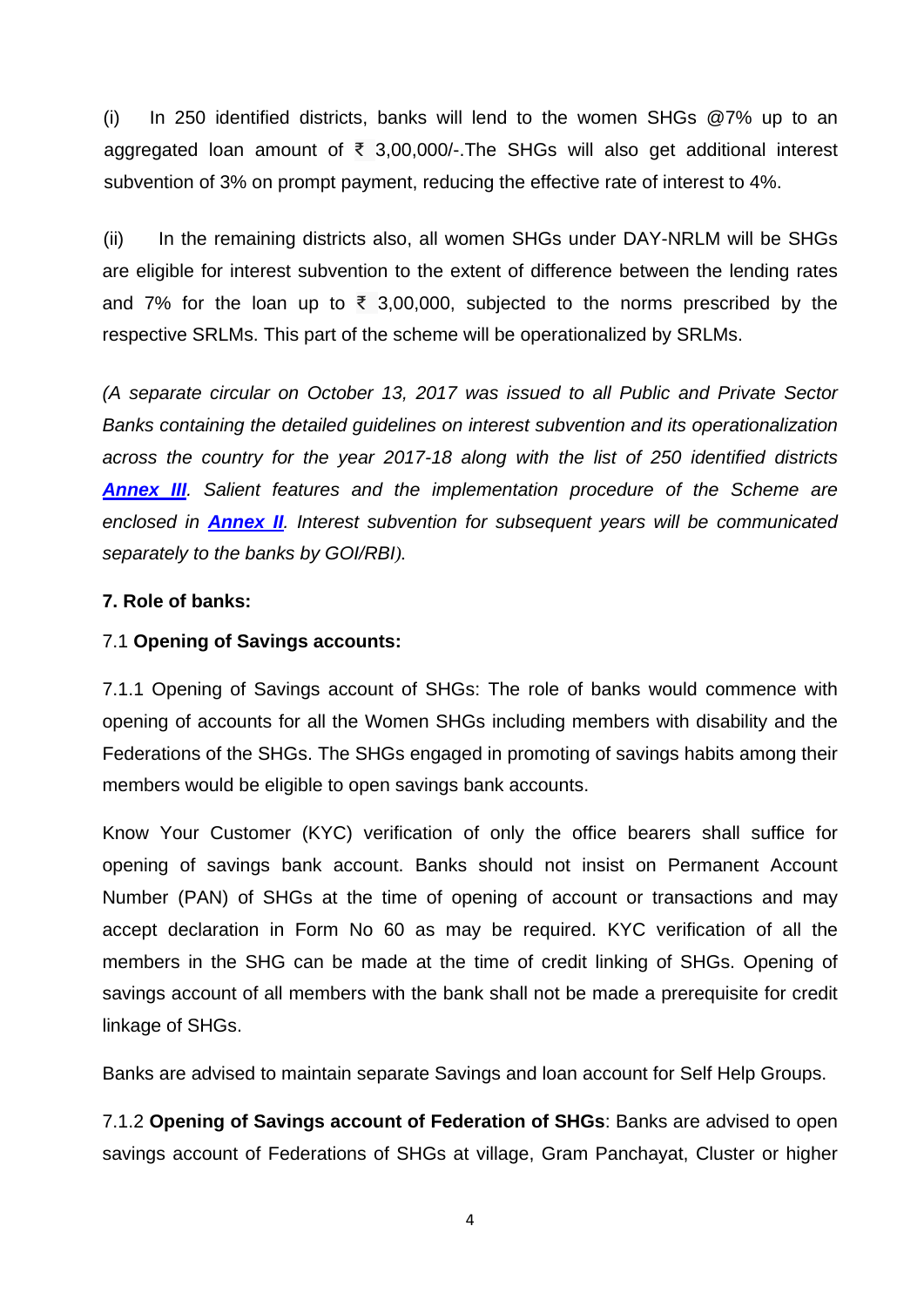(i) In 250 identified districts, banks will lend to the women SHGs @7% up to an aggregated loan amount of ₹ 3,00,000/-.The SHGs will also get additional interest subvention of 3% on prompt payment, reducing the effective rate of interest to 4%.

(ii) In the remaining districts also, all women SHGs under DAY-NRLM will be SHGs are eligible for interest subvention to the extent of difference between the lending rates and 7% for the loan up to ₹ 3,00,000, subjected to the norms prescribed by the respective SRLMs. This part of the scheme will be operationalized by SRLMs.

*(A separate circular on October 13, 2017 was issued to all Public and Private Sector Banks containing the detailed guidelines on interest subvention and its operationalization across the country for the year 2017-18 along with the list of 250 identified districts **Annex III**. Salient features and the implementation procedure of the Scheme are enclosed in **Annex II**. Interest subvention for subsequent years will be communicated separately to the banks by GOI/RBI).*

**7. Role of banks:**

7.1 **Opening of Savings accounts:**

7.1.1 Opening of Savings account of SHGs: The role of banks would commence with opening of accounts for all the Women SHGs including members with disability and the Federations of the SHGs. The SHGs engaged in promoting of savings habits among their members would be eligible to open savings bank accounts.

Know Your Customer (KYC) verification of only the office bearers shall suffice for opening of savings bank account. Banks should not insist on Permanent Account Number (PAN) of SHGs at the time of opening of account or transactions and may accept declaration in Form No 60 as may be required. KYC verification of all the members in the SHG can be made at the time of credit linking of SHGs. Opening of savings account of all members with the bank shall not be made a prerequisite for credit linkage of SHGs.

Banks are advised to maintain separate Savings and loan account for Self Help Groups.

7.1.2 **Opening of Savings account of Federation of SHGs**: Banks are advised to open savings account of Federations of SHGs at village, Gram Panchayat, Cluster or higher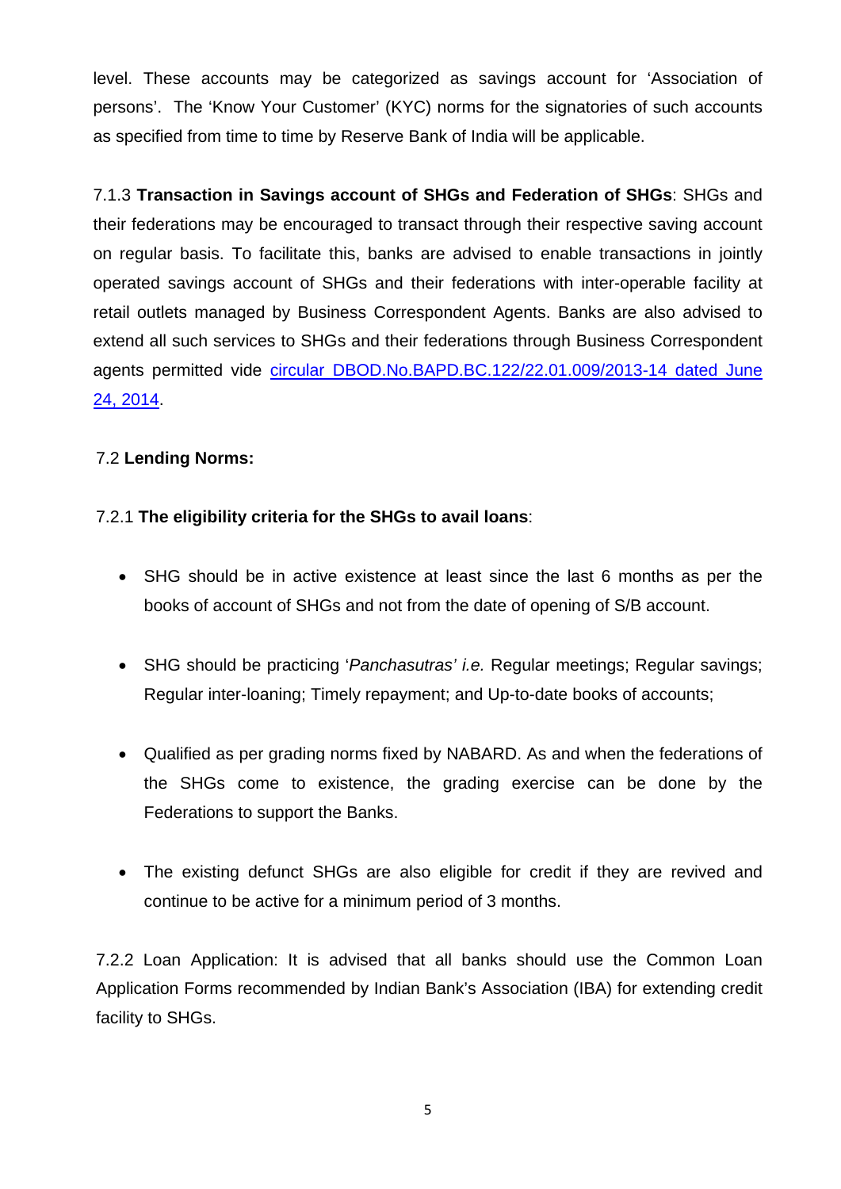level. These accounts may be categorized as savings account for 'Association of persons'. The 'Know Your Customer' (KYC) norms for the signatories of such accounts as specified from time to time by Reserve Bank of India will be applicable.

7.1.3 **Transaction in Savings account of SHGs and Federation of SHGs**: SHGs and their federations may be encouraged to transact through their respective saving account on regular basis. To facilitate this, banks are advised to enable transactions in jointly operated savings account of SHGs and their federations with inter-operable facility at retail outlets managed by Business Correspondent Agents. Banks are also advised to extend all such services to SHGs and their federations through Business Correspondent agents permitted vide circular DBOD.No.BAPD.BC.122/22.01.009/2013-14 dated June 24, 2014.

7.2 **Lending Norms:**

7.2.1 **The eligibility criteria for the SHGs to avail loans**:

- SHG should be in active existence at least since the last 6 months as per the books of account of SHGs and not from the date of opening of S/B account.
- SHG should be practicing '*Panchasutras' i.e.* Regular meetings; Regular savings; Regular inter-loaning; Timely repayment; and Up-to-date books of accounts;
- Qualified as per grading norms fixed by NABARD. As and when the federations of the SHGs come to existence, the grading exercise can be done by the Federations to support the Banks.
- The existing defunct SHGs are also eligible for credit if they are revived and continue to be active for a minimum period of 3 months.

7.2.2 Loan Application: It is advised that all banks should use the Common Loan Application Forms recommended by Indian Bank's Association (IBA) for extending credit facility to SHGs.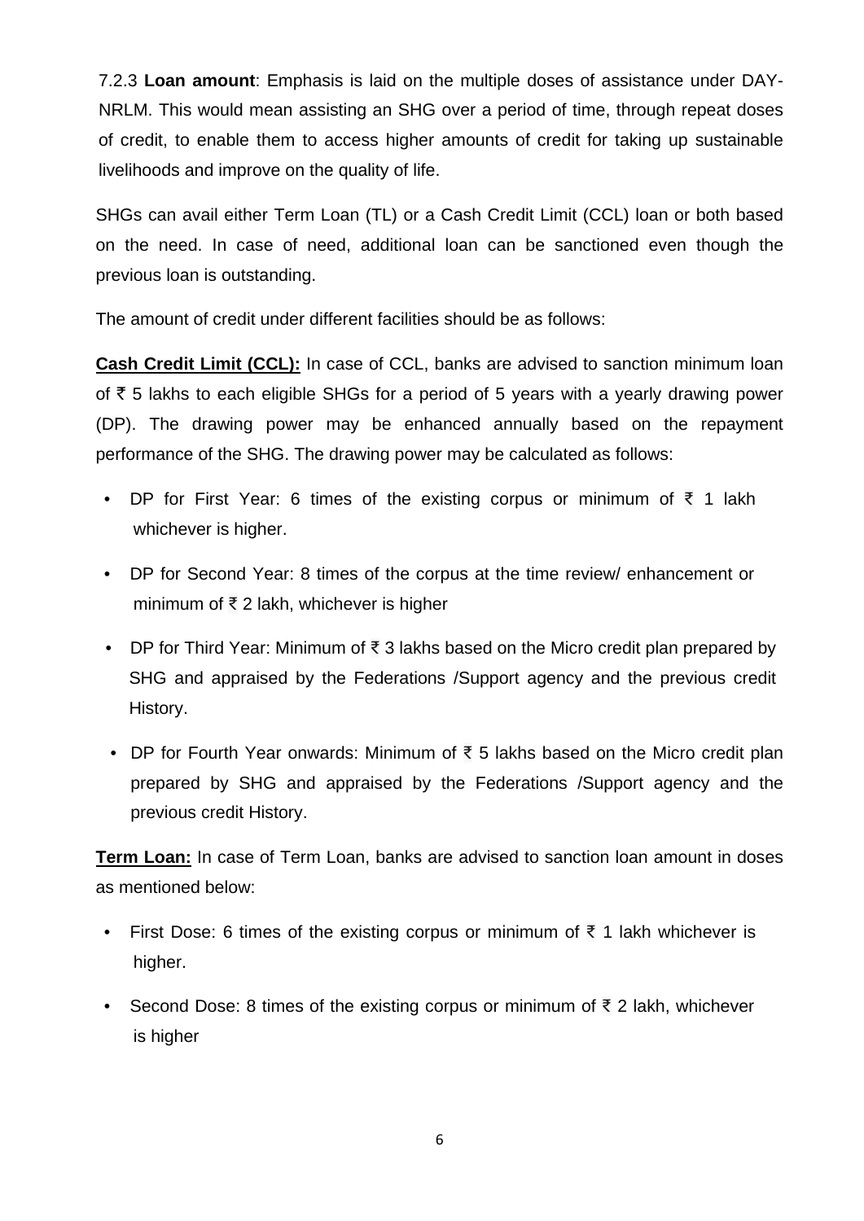7.2.3 **Loan amount**: Emphasis is laid on the multiple doses of assistance under DAY-NRLM. This would mean assisting an SHG over a period of time, through repeat doses of credit, to enable them to access higher amounts of credit for taking up sustainable livelihoods and improve on the quality of life.

SHGs can avail either Term Loan (TL) or a Cash Credit Limit (CCL) loan or both based on the need. In case of need, additional loan can be sanctioned even though the previous loan is outstanding.

The amount of credit under different facilities should be as follows:

**Cash Credit Limit (CCL):** In case of CCL, banks are advised to sanction minimum loan of ₹ 5 lakhs to each eligible SHGs for a period of 5 years with a yearly drawing power (DP). The drawing power may be enhanced annually based on the repayment performance of the SHG. The drawing power may be calculated as follows:

- DP for First Year: 6 times of the existing corpus or minimum of ₹ 1 lakh whichever is higher.
- DP for Second Year: 8 times of the corpus at the time review/ enhancement or minimum of ₹ 2 lakh, whichever is higher
- DP for Third Year: Minimum of ₹ 3 lakhs based on the Micro credit plan prepared by SHG and appraised by the Federations /Support agency and the previous credit History.
- DP for Fourth Year onwards: Minimum of ₹ 5 lakhs based on the Micro credit plan prepared by SHG and appraised by the Federations /Support agency and the previous credit History.

**Term Loan:** In case of Term Loan, banks are advised to sanction loan amount in doses as mentioned below:

- First Dose: 6 times of the existing corpus or minimum of ₹ 1 lakh whichever is higher.
- Second Dose: 8 times of the existing corpus or minimum of ₹ 2 lakh, whichever is higher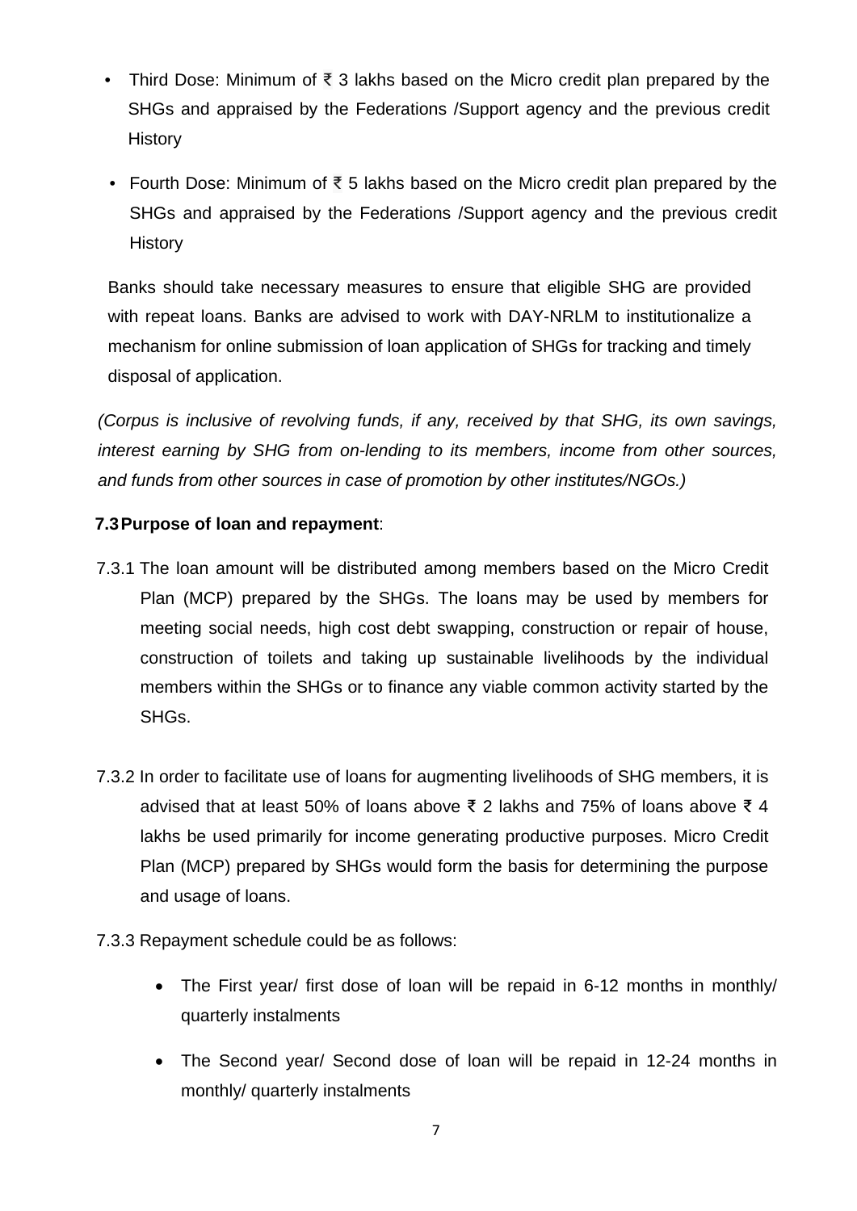- Third Dose: Minimum of ₹ 3 lakhs based on the Micro credit plan prepared by the SHGs and appraised by the Federations /Support agency and the previous credit History
- Fourth Dose: Minimum of ₹ 5 lakhs based on the Micro credit plan prepared by the SHGs and appraised by the Federations /Support agency and the previous credit History

Banks should take necessary measures to ensure that eligible SHG are provided with repeat loans. Banks are advised to work with DAY-NRLM to institutionalize a mechanism for online submission of loan application of SHGs for tracking and timely disposal of application.

*(Corpus is inclusive of revolving funds, if any, received by that SHG, its own savings, interest earning by SHG from on-lending to its members, income from other sources, and funds from other sources in case of promotion by other institutes/NGOs.)*

**7.3 Purpose of loan and repayment**:

7.3.1 The loan amount will be distributed among members based on the Micro Credit Plan (MCP) prepared by the SHGs. The loans may be used by members for meeting social needs, high cost debt swapping, construction or repair of house, construction of toilets and taking up sustainable livelihoods by the individual members within the SHGs or to finance any viable common activity started by the SHGs.

7.3.2 In order to facilitate use of loans for augmenting livelihoods of SHG members, it is advised that at least 50% of loans above ₹ 2 lakhs and 75% of loans above ₹ 4 lakhs be used primarily for income generating productive purposes. Micro Credit Plan (MCP) prepared by SHGs would form the basis for determining the purpose and usage of loans.

7.3.3 Repayment schedule could be as follows:

- The First year/ first dose of loan will be repaid in 6-12 months in monthly/ quarterly instalments
- The Second year/ Second dose of loan will be repaid in 12-24 months in monthly/ quarterly instalments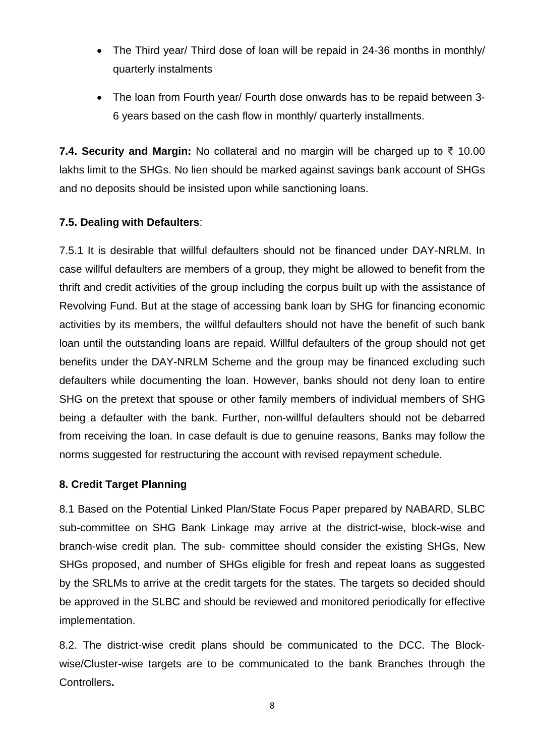- The Third year/ Third dose of loan will be repaid in 24-36 months in monthly/ quarterly instalments
- The loan from Fourth year/ Fourth dose onwards has to be repaid between 3-6 years based on the cash flow in monthly/ quarterly installments.

**7.4. Security and Margin:** No collateral and no margin will be charged up to ₹ 10.00 lakhs limit to the SHGs. No lien should be marked against savings bank account of SHGs and no deposits should be insisted upon while sanctioning loans.

**7.5. Dealing with Defaulters**:

7.5.1 It is desirable that willful defaulters should not be financed under DAY-NRLM. In case willful defaulters are members of a group, they might be allowed to benefit from the thrift and credit activities of the group including the corpus built up with the assistance of Revolving Fund. But at the stage of accessing bank loan by SHG for financing economic activities by its members, the willful defaulters should not have the benefit of such bank loan until the outstanding loans are repaid. Willful defaulters of the group should not get benefits under the DAY-NRLM Scheme and the group may be financed excluding such defaulters while documenting the loan. However, banks should not deny loan to entire SHG on the pretext that spouse or other family members of individual members of SHG being a defaulter with the bank. Further, non-willful defaulters should not be debarred from receiving the loan. In case default is due to genuine reasons, Banks may follow the norms suggested for restructuring the account with revised repayment schedule.

**8. Credit Target Planning**

8.1 Based on the Potential Linked Plan/State Focus Paper prepared by NABARD, SLBC sub-committee on SHG Bank Linkage may arrive at the district-wise, block-wise and branch-wise credit plan. The sub- committee should consider the existing SHGs, New SHGs proposed, and number of SHGs eligible for fresh and repeat loans as suggested by the SRLMs to arrive at the credit targets for the states. The targets so decided should be approved in the SLBC and should be reviewed and monitored periodically for effective implementation.

8.2. The district-wise credit plans should be communicated to the DCC. The Block-wise/Cluster-wise targets are to be communicated to the bank Branches through the Controllers**.**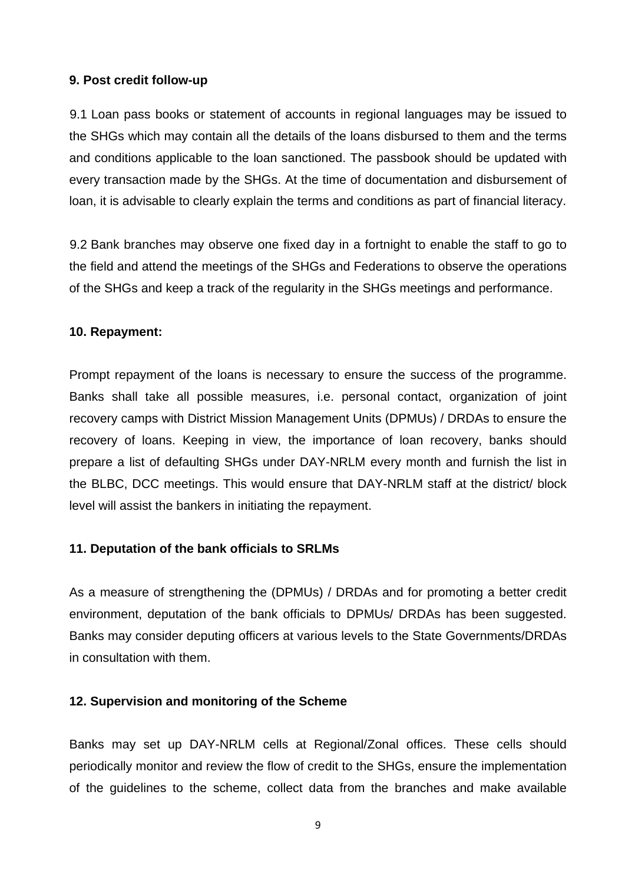**9. Post credit follow-up**

9.1 Loan pass books or statement of accounts in regional languages may be issued to the SHGs which may contain all the details of the loans disbursed to them and the terms and conditions applicable to the loan sanctioned. The passbook should be updated with every transaction made by the SHGs. At the time of documentation and disbursement of loan, it is advisable to clearly explain the terms and conditions as part of financial literacy.

9.2 Bank branches may observe one fixed day in a fortnight to enable the staff to go to the field and attend the meetings of the SHGs and Federations to observe the operations of the SHGs and keep a track of the regularity in the SHGs meetings and performance.

**10. Repayment:**

Prompt repayment of the loans is necessary to ensure the success of the programme. Banks shall take all possible measures, i.e. personal contact, organization of joint recovery camps with District Mission Management Units (DPMUs) / DRDAs to ensure the recovery of loans. Keeping in view, the importance of loan recovery, banks should prepare a list of defaulting SHGs under DAY-NRLM every month and furnish the list in the BLBC, DCC meetings. This would ensure that DAY-NRLM staff at the district/ block level will assist the bankers in initiating the repayment.

**11. Deputation of the bank officials to SRLMs**

As a measure of strengthening the (DPMUs) / DRDAs and for promoting a better credit environment, deputation of the bank officials to DPMUs/ DRDAs has been suggested. Banks may consider deputing officers at various levels to the State Governments/DRDAs in consultation with them.

**12. Supervision and monitoring of the Scheme**

Banks may set up DAY-NRLM cells at Regional/Zonal offices. These cells should periodically monitor and review the flow of credit to the SHGs, ensure the implementation of the guidelines to the scheme, collect data from the branches and make available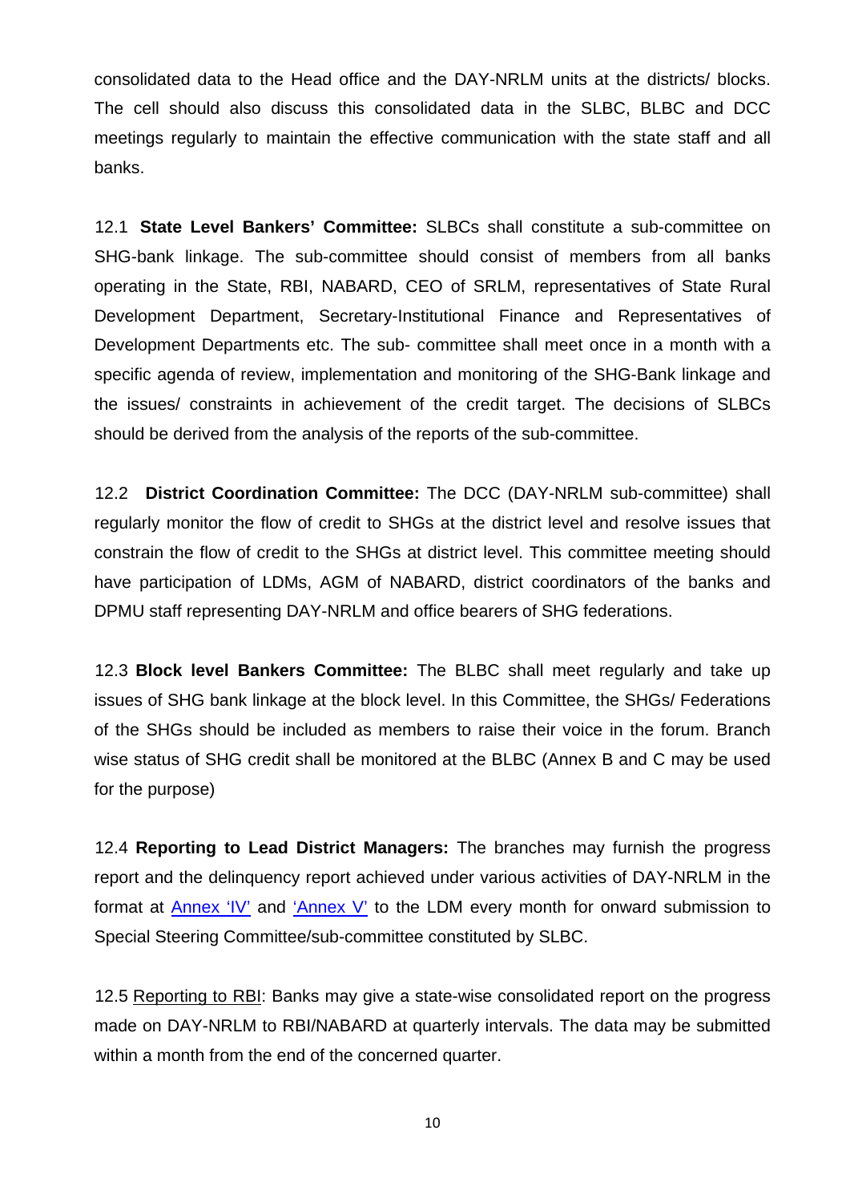consolidated data to the Head office and the DAY-NRLM units at the districts/ blocks. The cell should also discuss this consolidated data in the SLBC, BLBC and DCC meetings regularly to maintain the effective communication with the state staff and all banks.

12.1 **State Level Bankers' Committee:** SLBCs shall constitute a sub-committee on SHG-bank linkage. The sub-committee should consist of members from all banks operating in the State, RBI, NABARD, CEO of SRLM, representatives of State Rural Development Department, Secretary-Institutional Finance and Representatives of Development Departments etc. The sub- committee shall meet once in a month with a specific agenda of review, implementation and monitoring of the SHG-Bank linkage and the issues/ constraints in achievement of the credit target. The decisions of SLBCs should be derived from the analysis of the reports of the sub-committee.

12.2 **District Coordination Committee:** The DCC (DAY-NRLM sub-committee) shall regularly monitor the flow of credit to SHGs at the district level and resolve issues that constrain the flow of credit to the SHGs at district level. This committee meeting should have participation of LDMs, AGM of NABARD, district coordinators of the banks and DPMU staff representing DAY-NRLM and office bearers of SHG federations.

12.3 **Block level Bankers Committee:** The BLBC shall meet regularly and take up issues of SHG bank linkage at the block level. In this Committee, the SHGs/ Federations of the SHGs should be included as members to raise their voice in the forum. Branch wise status of SHG credit shall be monitored at the BLBC (Annex B and C may be used for the purpose)

12.4 **Reporting to Lead District Managers:** The branches may furnish the progress report and the delinquency report achieved under various activities of DAY-NRLM in the format at Annex 'IV' and 'Annex V' to the LDM every month for onward submission to Special Steering Committee/sub-committee constituted by SLBC.

12.5 Reporting to RBI: Banks may give a state-wise consolidated report on the progress made on DAY-NRLM to RBI/NABARD at quarterly intervals. The data may be submitted within a month from the end of the concerned quarter.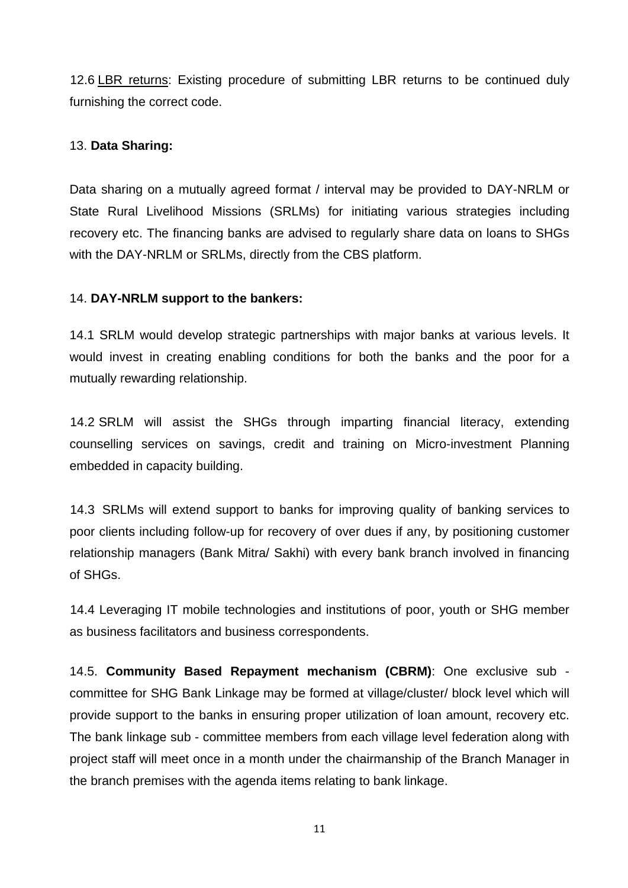12.6 LBR returns: Existing procedure of submitting LBR returns to be continued duly furnishing the correct code.

13. **Data Sharing:**

Data sharing on a mutually agreed format / interval may be provided to DAY-NRLM or State Rural Livelihood Missions (SRLMs) for initiating various strategies including recovery etc. The financing banks are advised to regularly share data on loans to SHGs with the DAY-NRLM or SRLMs, directly from the CBS platform.

14. **DAY-NRLM support to the bankers:**

14.1 SRLM would develop strategic partnerships with major banks at various levels. It would invest in creating enabling conditions for both the banks and the poor for a mutually rewarding relationship.

14.2 SRLM will assist the SHGs through imparting financial literacy, extending counselling services on savings, credit and training on Micro-investment Planning embedded in capacity building.

14.3 SRLMs will extend support to banks for improving quality of banking services to poor clients including follow-up for recovery of over dues if any, by positioning customer relationship managers (Bank Mitra/ Sakhi) with every bank branch involved in financing of SHGs.

14.4 Leveraging IT mobile technologies and institutions of poor, youth or SHG member as business facilitators and business correspondents.

14.5. **Community Based Repayment mechanism (CBRM)**: One exclusive sub - committee for SHG Bank Linkage may be formed at village/cluster/ block level which will provide support to the banks in ensuring proper utilization of loan amount, recovery etc. The bank linkage sub - committee members from each village level federation along with project staff will meet once in a month under the chairmanship of the Branch Manager in the branch premises with the agenda items relating to bank linkage.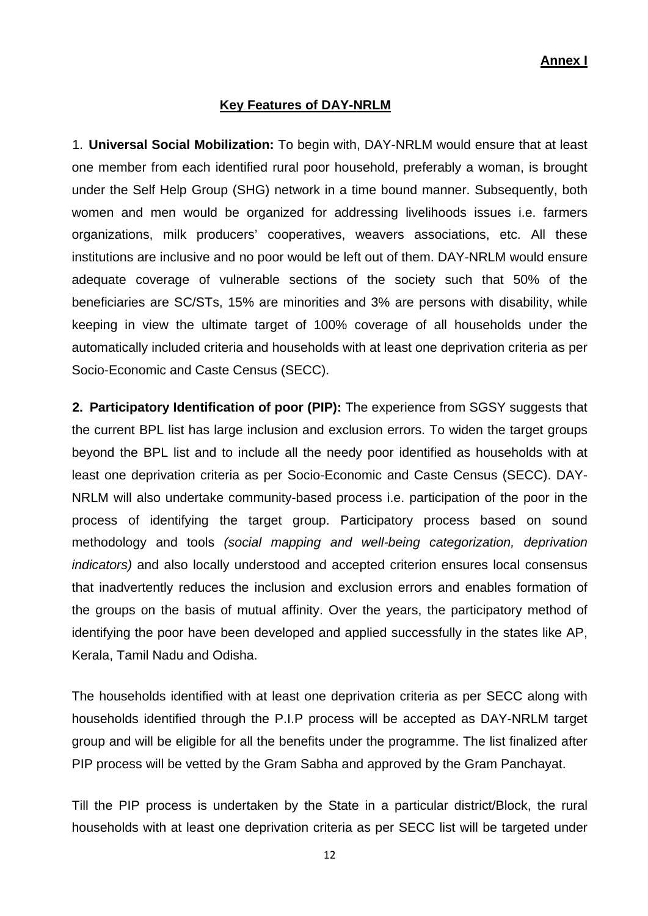**Annex I**

## Key Features of DAY-NRLM

1. **Universal Social Mobilization:** To begin with, DAY-NRLM would ensure that at least one member from each identified rural poor household, preferably a woman, is brought under the Self Help Group (SHG) network in a time bound manner. Subsequently, both women and men would be organized for addressing livelihoods issues i.e. farmers organizations, milk producers' cooperatives, weavers associations, etc. All these institutions are inclusive and no poor would be left out of them. DAY-NRLM would ensure adequate coverage of vulnerable sections of the society such that 50% of the beneficiaries are SC/STs, 15% are minorities and 3% are persons with disability, while keeping in view the ultimate target of 100% coverage of all households under the automatically included criteria and households with at least one deprivation criteria as per Socio-Economic and Caste Census (SECC).

2. **Participatory Identification of poor (PIP):** The experience from SGSY suggests that the current BPL list has large inclusion and exclusion errors. To widen the target groups beyond the BPL list and to include all the needy poor identified as households with at least one deprivation criteria as per Socio-Economic and Caste Census (SECC). DAY-NRLM will also undertake community-based process i.e. participation of the poor in the process of identifying the target group. Participatory process based on sound methodology and tools *(social mapping and well-being categorization, deprivation indicators)* and also locally understood and accepted criterion ensures local consensus that inadvertently reduces the inclusion and exclusion errors and enables formation of the groups on the basis of mutual affinity. Over the years, the participatory method of identifying the poor have been developed and applied successfully in the states like AP, Kerala, Tamil Nadu and Odisha.

The households identified with at least one deprivation criteria as per SECC along with households identified through the P.I.P process will be accepted as DAY-NRLM target group and will be eligible for all the benefits under the programme. The list finalized after PIP process will be vetted by the Gram Sabha and approved by the Gram Panchayat.

Till the PIP process is undertaken by the State in a particular district/Block, the rural households with at least one deprivation criteria as per SECC list will be targeted under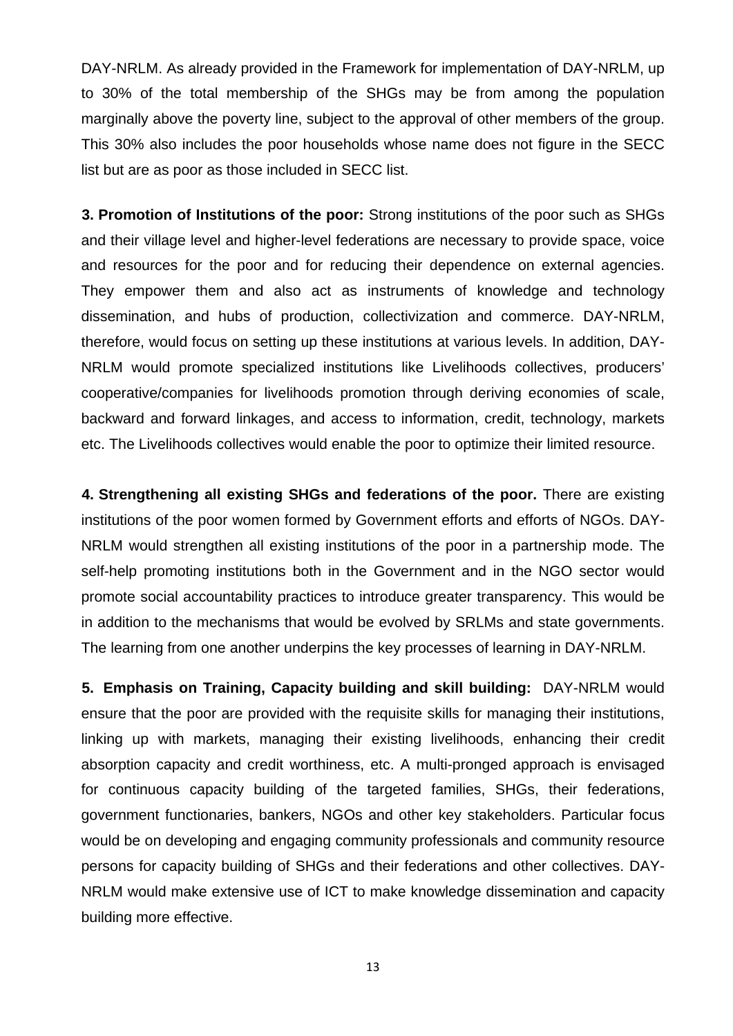DAY-NRLM. As already provided in the Framework for implementation of DAY-NRLM, up to 30% of the total membership of the SHGs may be from among the population marginally above the poverty line, subject to the approval of other members of the group. This 30% also includes the poor households whose name does not figure in the SECC list but are as poor as those included in SECC list.

**3. Promotion of Institutions of the poor:** Strong institutions of the poor such as SHGs and their village level and higher-level federations are necessary to provide space, voice and resources for the poor and for reducing their dependence on external agencies. They empower them and also act as instruments of knowledge and technology dissemination, and hubs of production, collectivization and commerce. DAY-NRLM, therefore, would focus on setting up these institutions at various levels. In addition, DAY-NRLM would promote specialized institutions like Livelihoods collectives, producers' cooperative/companies for livelihoods promotion through deriving economies of scale, backward and forward linkages, and access to information, credit, technology, markets etc. The Livelihoods collectives would enable the poor to optimize their limited resource.

**4. Strengthening all existing SHGs and federations of the poor.** There are existing institutions of the poor women formed by Government efforts and efforts of NGOs. DAY-NRLM would strengthen all existing institutions of the poor in a partnership mode. The self-help promoting institutions both in the Government and in the NGO sector would promote social accountability practices to introduce greater transparency. This would be in addition to the mechanisms that would be evolved by SRLMs and state governments. The learning from one another underpins the key processes of learning in DAY-NRLM.

**5. Emphasis on Training, Capacity building and skill building:** DAY-NRLM would ensure that the poor are provided with the requisite skills for managing their institutions, linking up with markets, managing their existing livelihoods, enhancing their credit absorption capacity and credit worthiness, etc. A multi-pronged approach is envisaged for continuous capacity building of the targeted families, SHGs, their federations, government functionaries, bankers, NGOs and other key stakeholders. Particular focus would be on developing and engaging community professionals and community resource persons for capacity building of SHGs and their federations and other collectives. DAY-NRLM would make extensive use of ICT to make knowledge dissemination and capacity building more effective.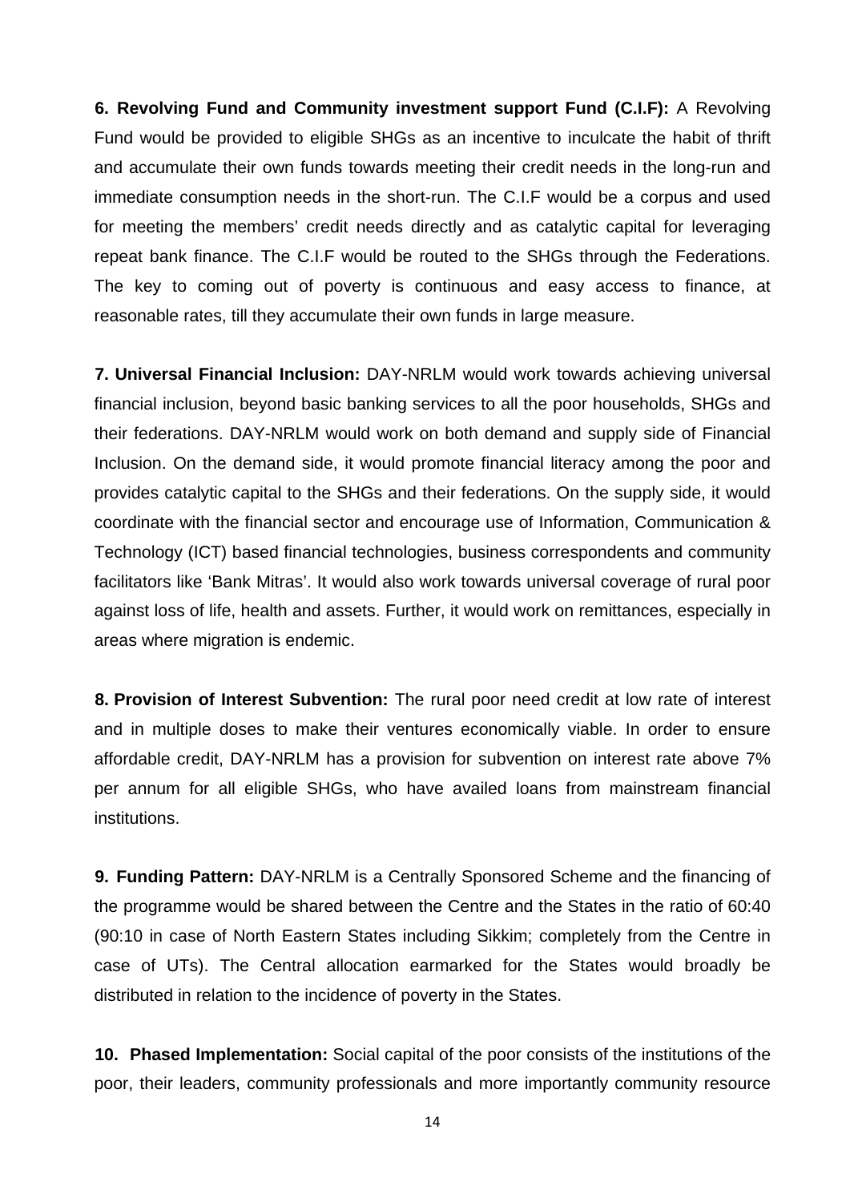**6. Revolving Fund and Community investment support Fund (C.I.F):** A Revolving Fund would be provided to eligible SHGs as an incentive to inculcate the habit of thrift and accumulate their own funds towards meeting their credit needs in the long-run and immediate consumption needs in the short-run. The C.I.F would be a corpus and used for meeting the members' credit needs directly and as catalytic capital for leveraging repeat bank finance. The C.I.F would be routed to the SHGs through the Federations. The key to coming out of poverty is continuous and easy access to finance, at reasonable rates, till they accumulate their own funds in large measure.

**7. Universal Financial Inclusion:** DAY-NRLM would work towards achieving universal financial inclusion, beyond basic banking services to all the poor households, SHGs and their federations. DAY-NRLM would work on both demand and supply side of Financial Inclusion. On the demand side, it would promote financial literacy among the poor and provides catalytic capital to the SHGs and their federations. On the supply side, it would coordinate with the financial sector and encourage use of Information, Communication & Technology (ICT) based financial technologies, business correspondents and community facilitators like 'Bank Mitras'. It would also work towards universal coverage of rural poor against loss of life, health and assets. Further, it would work on remittances, especially in areas where migration is endemic.

**8. Provision of Interest Subvention:** The rural poor need credit at low rate of interest and in multiple doses to make their ventures economically viable. In order to ensure affordable credit, DAY-NRLM has a provision for subvention on interest rate above 7% per annum for all eligible SHGs, who have availed loans from mainstream financial institutions.

**9. Funding Pattern:** DAY-NRLM is a Centrally Sponsored Scheme and the financing of the programme would be shared between the Centre and the States in the ratio of 60:40 (90:10 in case of North Eastern States including Sikkim; completely from the Centre in case of UTs). The Central allocation earmarked for the States would broadly be distributed in relation to the incidence of poverty in the States.

**10. Phased Implementation:** Social capital of the poor consists of the institutions of the poor, their leaders, community professionals and more importantly community resource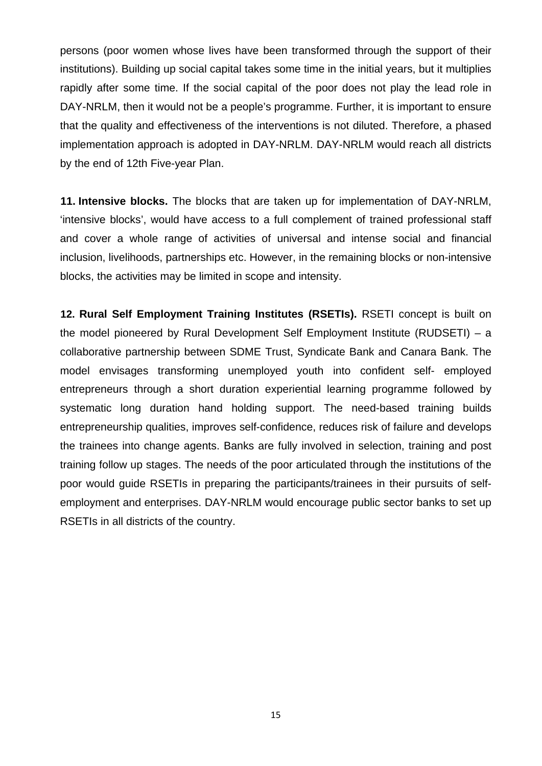persons (poor women whose lives have been transformed through the support of their institutions). Building up social capital takes some time in the initial years, but it multiplies rapidly after some time. If the social capital of the poor does not play the lead role in DAY-NRLM, then it would not be a people's programme. Further, it is important to ensure that the quality and effectiveness of the interventions is not diluted. Therefore, a phased implementation approach is adopted in DAY-NRLM. DAY-NRLM would reach all districts by the end of 12th Five-year Plan.

**11. Intensive blocks.** The blocks that are taken up for implementation of DAY-NRLM, 'intensive blocks', would have access to a full complement of trained professional staff and cover a whole range of activities of universal and intense social and financial inclusion, livelihoods, partnerships etc. However, in the remaining blocks or non-intensive blocks, the activities may be limited in scope and intensity.

**12. Rural Self Employment Training Institutes (RSETIs).** RSETI concept is built on the model pioneered by Rural Development Self Employment Institute (RUDSETI) – a collaborative partnership between SDME Trust, Syndicate Bank and Canara Bank. The model envisages transforming unemployed youth into confident self- employed entrepreneurs through a short duration experiential learning programme followed by systematic long duration hand holding support. The need-based training builds entrepreneurship qualities, improves self-confidence, reduces risk of failure and develops the trainees into change agents. Banks are fully involved in selection, training and post training follow up stages. The needs of the poor articulated through the institutions of the poor would guide RSETIs in preparing the participants/trainees in their pursuits of self-employment and enterprises. DAY-NRLM would encourage public sector banks to set up RSETIs in all districts of the country.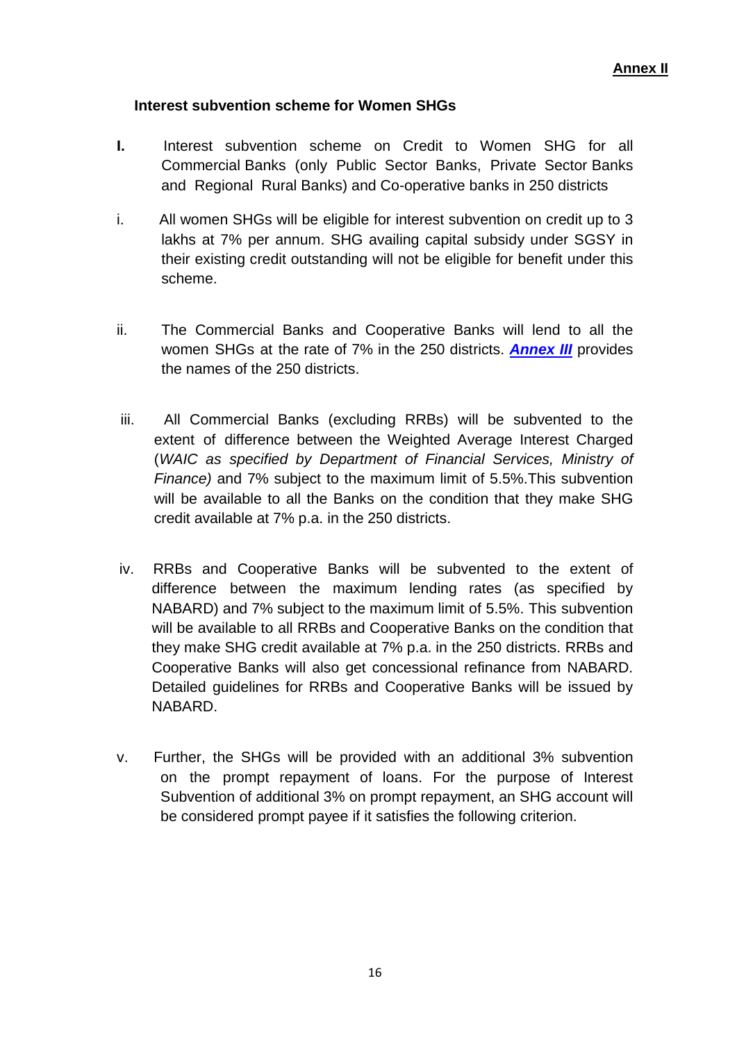**Annex II**

**Interest subvention scheme for Women SHGs**

**I.** Interest subvention scheme on Credit to Women SHG for all Commercial Banks (only Public Sector Banks, Private Sector Banks and Regional Rural Banks) and Co-operative banks in 250 districts

i. All women SHGs will be eligible for interest subvention on credit up to 3 lakhs at 7% per annum. SHG availing capital subsidy under SGSY in their existing credit outstanding will not be eligible for benefit under this scheme.

ii. The Commercial Banks and Cooperative Banks will lend to all the women SHGs at the rate of 7% in the 250 districts. ***Annex III*** provides the names of the 250 districts.

iii. All Commercial Banks (excluding RRBs) will be subvented to the extent of difference between the Weighted Average Interest Charged (*WAIC as specified by Department of Financial Services, Ministry of Finance)* and 7% subject to the maximum limit of 5.5%.This subvention will be available to all the Banks on the condition that they make SHG credit available at 7% p.a. in the 250 districts.

iv. RRBs and Cooperative Banks will be subvented to the extent of difference between the maximum lending rates (as specified by NABARD) and 7% subject to the maximum limit of 5.5%. This subvention will be available to all RRBs and Cooperative Banks on the condition that they make SHG credit available at 7% p.a. in the 250 districts. RRBs and Cooperative Banks will also get concessional refinance from NABARD. Detailed guidelines for RRBs and Cooperative Banks will be issued by NABARD.

v. Further, the SHGs will be provided with an additional 3% subvention on the prompt repayment of loans. For the purpose of Interest Subvention of additional 3% on prompt repayment, an SHG account will be considered prompt payee if it satisfies the following criterion.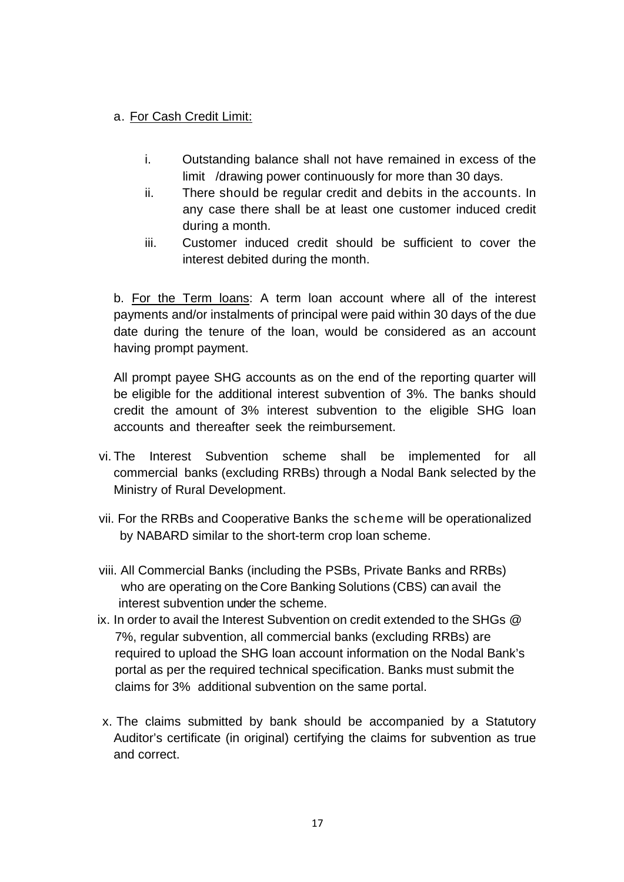a. <u>For Cash Credit Limit:</u>

i. Outstanding balance shall not have remained in excess of the limit /drawing power continuously for more than 30 days.
ii. There should be regular credit and debits in the accounts. In any case there shall be at least one customer induced credit during a month.
iii. Customer induced credit should be sufficient to cover the interest debited during the month.

b. <u>For the Term loans</u>: A term loan account where all of the interest payments and/or instalments of principal were paid within 30 days of the due date during the tenure of the loan, would be considered as an account having prompt payment.

All prompt payee SHG accounts as on the end of the reporting quarter will be eligible for the additional interest subvention of 3%. The banks should credit the amount of 3% interest subvention to the eligible SHG loan accounts and thereafter seek the reimbursement.

vi. The Interest Subvention scheme shall be implemented for all commercial banks (excluding RRBs) through a Nodal Bank selected by the Ministry of Rural Development.

vii. For the RRBs and Cooperative Banks the scheme will be operationalized by NABARD similar to the short-term crop loan scheme.

viii. All Commercial Banks (including the PSBs, Private Banks and RRBs) who are operating on the Core Banking Solutions (CBS) can avail the interest subvention under the scheme.

ix. In order to avail the Interest Subvention on credit extended to the SHGs @ 7%, regular subvention, all commercial banks (excluding RRBs) are required to upload the SHG loan account information on the Nodal Bank's portal as per the required technical specification. Banks must submit the claims for 3% additional subvention on the same portal.

x. The claims submitted by bank should be accompanied by a Statutory Auditor's certificate (in original) certifying the claims for subvention as true and correct.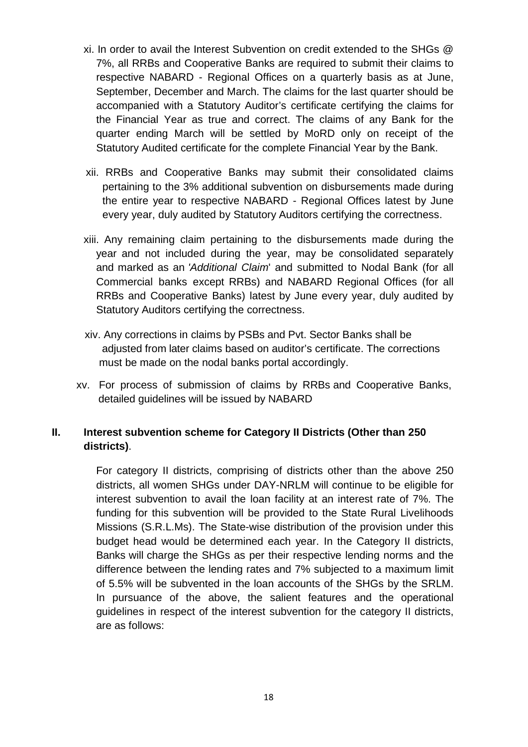xi. In order to avail the Interest Subvention on credit extended to the SHGs @ 7%, all RRBs and Cooperative Banks are required to submit their claims to respective NABARD - Regional Offices on a quarterly basis as at June, September, December and March. The claims for the last quarter should be accompanied with a Statutory Auditor's certificate certifying the claims for the Financial Year as true and correct. The claims of any Bank for the quarter ending March will be settled by MoRD only on receipt of the Statutory Audited certificate for the complete Financial Year by the Bank.

xii. RRBs and Cooperative Banks may submit their consolidated claims pertaining to the 3% additional subvention on disbursements made during the entire year to respective NABARD - Regional Offices latest by June every year, duly audited by Statutory Auditors certifying the correctness.

xiii. Any remaining claim pertaining to the disbursements made during the year and not included during the year, may be consolidated separately and marked as an '*Additional Claim*' and submitted to Nodal Bank (for all Commercial banks except RRBs) and NABARD Regional Offices (for all RRBs and Cooperative Banks) latest by June every year, duly audited by Statutory Auditors certifying the correctness.

xiv. Any corrections in claims by PSBs and Pvt. Sector Banks shall be adjusted from later claims based on auditor's certificate. The corrections must be made on the nodal banks portal accordingly.

xv. For process of submission of claims by RRBs and Cooperative Banks, detailed guidelines will be issued by NABARD

## II. Interest subvention scheme for Category II Districts (Other than 250 districts).

For category II districts, comprising of districts other than the above 250 districts, all women SHGs under DAY-NRLM will continue to be eligible for interest subvention to avail the loan facility at an interest rate of 7%. The funding for this subvention will be provided to the State Rural Livelihoods Missions (S.R.L.Ms). The State-wise distribution of the provision under this budget head would be determined each year. In the Category II districts, Banks will charge the SHGs as per their respective lending norms and the difference between the lending rates and 7% subjected to a maximum limit of 5.5% will be subvented in the loan accounts of the SHGs by the SRLM. In pursuance of the above, the salient features and the operational guidelines in respect of the interest subvention for the category II districts, are as follows: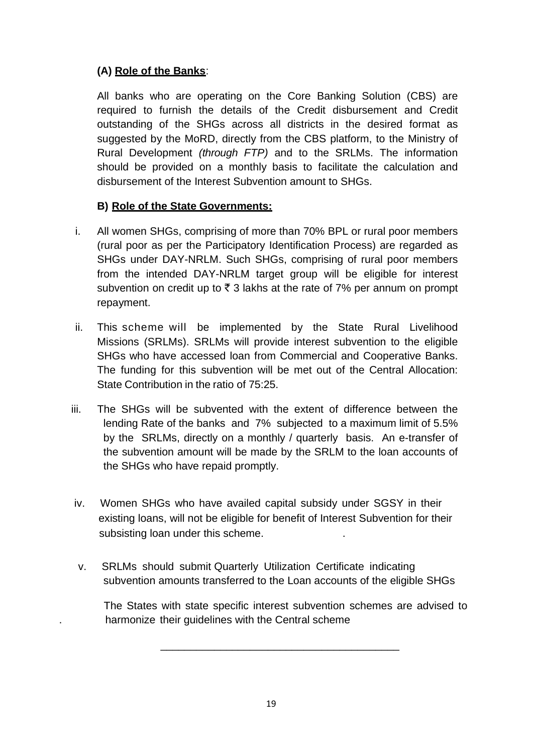**(A) Role of the Banks**:

All banks who are operating on the Core Banking Solution (CBS) are required to furnish the details of the Credit disbursement and Credit outstanding of the SHGs across all districts in the desired format as suggested by the MoRD, directly from the CBS platform, to the Ministry of Rural Development *(through FTP)* and to the SRLMs. The information should be provided on a monthly basis to facilitate the calculation and disbursement of the Interest Subvention amount to SHGs.

**B) Role of the State Governments:**

i. All women SHGs, comprising of more than 70% BPL or rural poor members (rural poor as per the Participatory Identification Process) are regarded as SHGs under DAY-NRLM. Such SHGs, comprising of rural poor members from the intended DAY-NRLM target group will be eligible for interest subvention on credit up to ₹ 3 lakhs at the rate of 7% per annum on prompt repayment.

ii. This scheme will be implemented by the State Rural Livelihood Missions (SRLMs). SRLMs will provide interest subvention to the eligible SHGs who have accessed loan from Commercial and Cooperative Banks. The funding for this subvention will be met out of the Central Allocation: State Contribution in the ratio of 75:25.

iii. The SHGs will be subvented with the extent of difference between the lending Rate of the banks and 7% subjected to a maximum limit of 5.5% by the SRLMs, directly on a monthly / quarterly basis. An e-transfer of the subvention amount will be made by the SRLM to the loan accounts of the SHGs who have repaid promptly.

iv. Women SHGs who have availed capital subsidy under SGSY in their existing loans, will not be eligible for benefit of Interest Subvention for their subsisting loan under this scheme.

v. SRLMs should submit Quarterly Utilization Certificate indicating subvention amounts transferred to the Loan accounts of the eligible SHGs

The States with state specific interest subvention schemes are advised to harmonize their guidelines with the Central scheme

---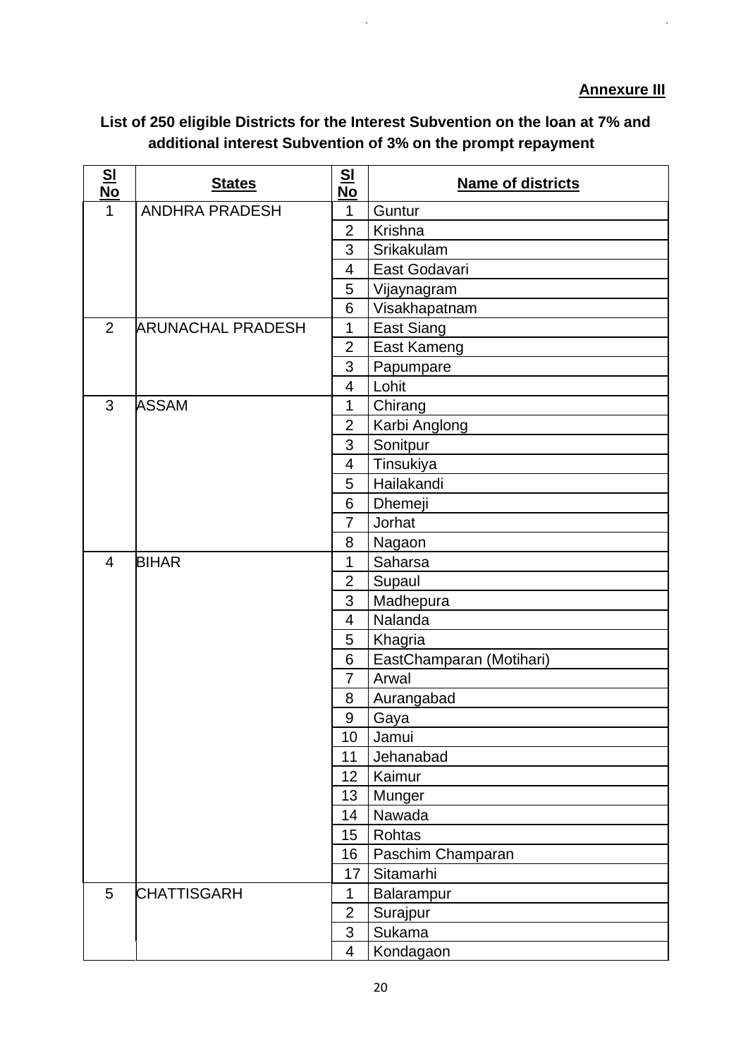**Annexure III**

**List of 250 eligible Districts for the Interest Subvention on the loan at 7% and additional interest Subvention of 3% on the prompt repayment**

| Sl No | States | Sl No | Name of districts |
|---|---|---|---|
| 1 | ANDHRA PRADESH | 1 | Guntur |
| | | 2 | Krishna |
| | | 3 | Srikakulam |
| | | 4 | East Godavari |
| | | 5 | Vijaynagram |
| | | 6 | Visakhapatnam |
| 2 | ARUNACHAL PRADESH | 1 | East Siang |
| | | 2 | East Kameng |
| | | 3 | Papumpare |
| | | 4 | Lohit |
| 3 | ASSAM | 1 | Chirang |
| | | 2 | Karbi Anglong |
| | | 3 | Sonitpur |
| | | 4 | Tinsukiya |
| | | 5 | Hailakandi |
| | | 6 | Dhemeji |
| | | 7 | Jorhat |
| | | 8 | Nagaon |
| 4 | BIHAR | 1 | Saharsa |
| | | 2 | Supaul |
| | | 3 | Madhepura |
| | | 4 | Nalanda |
| | | 5 | Khagria |
| | | 6 | EastChamparan (Motihari) |
| | | 7 | Arwal |
| | | 8 | Aurangabad |
| | | 9 | Gaya |
| | | 10 | Jamui |
| | | 11 | Jehanabad |
| | | 12 | Kaimur |
| | | 13 | Munger |
| | | 14 | Nawada |
| | | 15 | Rohtas |
| | | 16 | Paschim Champaran |
| | | 17 | Sitamarhi |
| 5 | CHATTISGARH | 1 | Balarampur |
| | | 2 | Surajpur |
| | | 3 | Sukama |
| | | 4 | Kondagaon |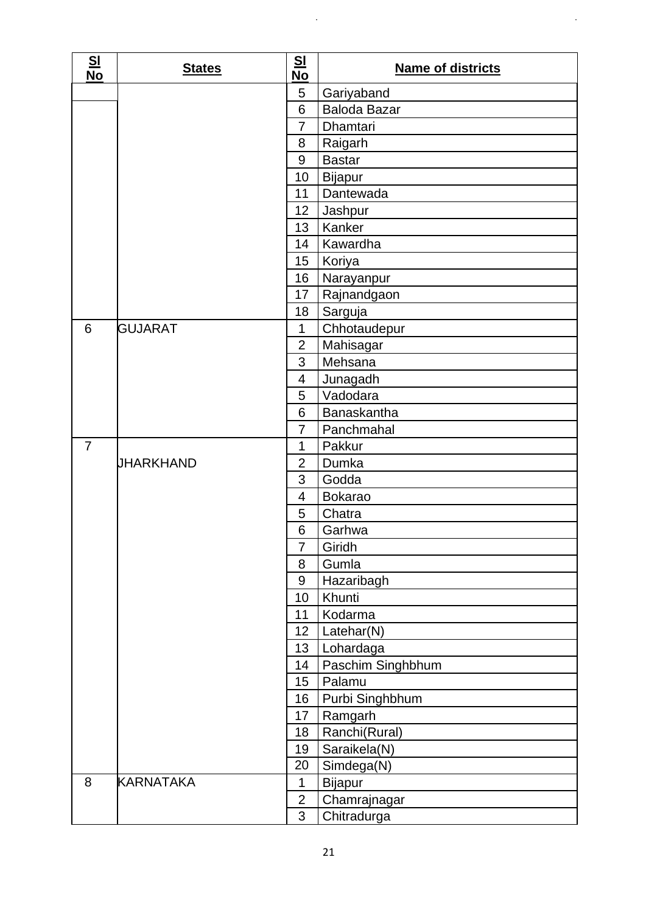| Sl No | States | Sl No | Name of districts |
|---|---|---|---|
| | | 5 | Gariyaband |
| | | 6 | Baloda Bazar |
| | | 7 | Dhamtari |
| | | 8 | Raigarh |
| | | 9 | Bastar |
| | | 10 | Bijapur |
| | | 11 | Dantewada |
| | | 12 | Jashpur |
| | | 13 | Kanker |
| | | 14 | Kawardha |
| | | 15 | Koriya |
| | | 16 | Narayanpur |
| | | 17 | Rajnandgaon |
| | | 18 | Sarguja |
| 6 | GUJARAT | 1 | Chhotaudepur |
| | | 2 | Mahisagar |
| | | 3 | Mehsana |
| | | 4 | Junagadh |
| | | 5 | Vadodara |
| | | 6 | Banaskantha |
| | | 7 | Panchmahal |
| 7 | JHARKHAND | 1 | Pakkur |
| | | 2 | Dumka |
| | | 3 | Godda |
| | | 4 | Bokarao |
| | | 5 | Chatra |
| | | 6 | Garhwa |
| | | 7 | Giridh |
| | | 8 | Gumla |
| | | 9 | Hazaribagh |
| | | 10 | Khunti |
| | | 11 | Kodarma |
| | | 12 | Latehar(N) |
| | | 13 | Lohardaga |
| | | 14 | Paschim Singhbhum |
| | | 15 | Palamu |
| | | 16 | Purbi Singhbhum |
| | | 17 | Ramgarh |
| | | 18 | Ranchi(Rural) |
| | | 19 | Saraikela(N) |
| | | 20 | Simdega(N) |
| 8 | KARNATAKA | 1 | Bijapur |
| | | 2 | Chamrajnagar |
| | | 3 | Chitradurga |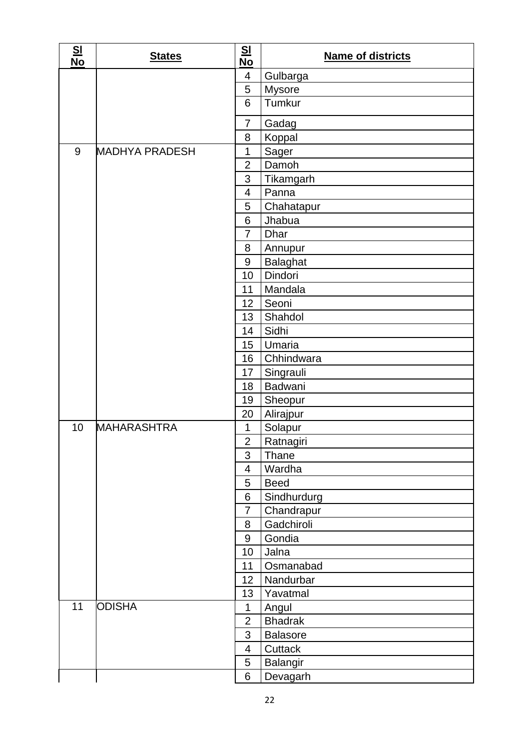| Sl No | States | Sl No | Name of districts |
|---|---|---|---|
| | | 4 | Gulbarga |
| | | 5 | Mysore |
| | | 6 | Tumkur |
| | | 7 | Gadag |
| | | 8 | Koppal |
| 9 | MADHYA PRADESH | 1 | Sager |
| | | 2 | Damoh |
| | | 3 | Tikamgarh |
| | | 4 | Panna |
| | | 5 | Chahatapur |
| | | 6 | Jhabua |
| | | 7 | Dhar |
| | | 8 | Annupur |
| | | 9 | Balaghat |
| | | 10 | Dindori |
| | | 11 | Mandala |
| | | 12 | Seoni |
| | | 13 | Shahdol |
| | | 14 | Sidhi |
| | | 15 | Umaria |
| | | 16 | Chhindwara |
| | | 17 | Singrauli |
| | | 18 | Badwani |
| | | 19 | Sheopur |
| | | 20 | Alirajpur |
| 10 | MAHARASHTRA | 1 | Solapur |
| | | 2 | Ratnagiri |
| | | 3 | Thane |
| | | 4 | Wardha |
| | | 5 | Beed |
| | | 6 | Sindhurdurg |
| | | 7 | Chandrapur |
| | | 8 | Gadchiroli |
| | | 9 | Gondia |
| | | 10 | Jalna |
| | | 11 | Osmanabad |
| | | 12 | Nandurbar |
| | | 13 | Yavatmal |
| 11 | ODISHA | 1 | Angul |
| | | 2 | Bhadrak |
| | | 3 | Balasore |
| | | 4 | Cuttack |
| | | 5 | Balangir |
| | | 6 | Devagarh |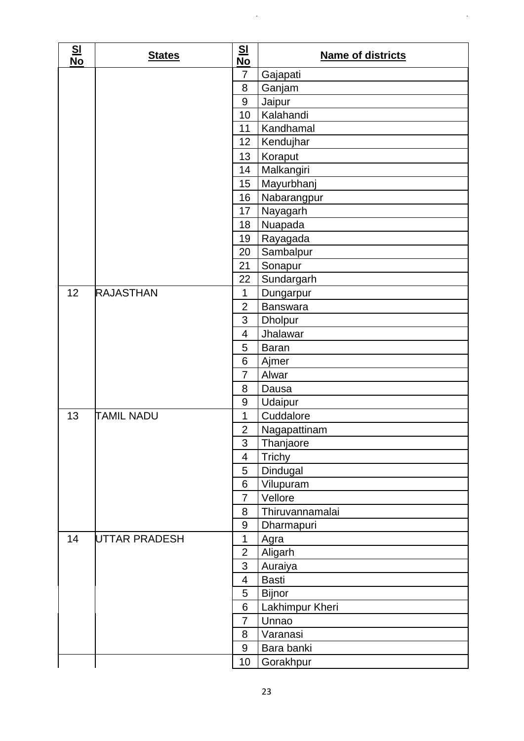| Sl No | States | Sl No | Name of districts |
|---|---|---|---|
| | | 7 | Gajapati |
| | | 8 | Ganjam |
| | | 9 | Jaipur |
| | | 10 | Kalahandi |
| | | 11 | Kandhamal |
| | | 12 | Kendujhar |
| | | 13 | Koraput |
| | | 14 | Malkangiri |
| | | 15 | Mayurbhanj |
| | | 16 | Nabarangpur |
| | | 17 | Nayagarh |
| | | 18 | Nuapada |
| | | 19 | Rayagada |
| | | 20 | Sambalpur |
| | | 21 | Sonapur |
| | | 22 | Sundargarh |
| 12 | RAJASTHAN | 1 | Dungarpur |
| | | 2 | Banswara |
| | | 3 | Dholpur |
| | | 4 | Jhalawar |
| | | 5 | Baran |
| | | 6 | Ajmer |
| | | 7 | Alwar |
| | | 8 | Dausa |
| | | 9 | Udaipur |
| 13 | TAMIL NADU | 1 | Cuddalore |
| | | 2 | Nagapattinam |
| | | 3 | Thanjaore |
| | | 4 | Trichy |
| | | 5 | Dindugal |
| | | 6 | Vilupuram |
| | | 7 | Vellore |
| | | 8 | Thiruvannamalai |
| | | 9 | Dharmapuri |
| 14 | UTTAR PRADESH | 1 | Agra |
| | | 2 | Aligarh |
| | | 3 | Auraiya |
| | | 4 | Basti |
| | | 5 | Bijnor |
| | | 6 | Lakhimpur Kheri |
| | | 7 | Unnao |
| | | 8 | Varanasi |
| | | 9 | Bara banki |
| | | 10 | Gorakhpur |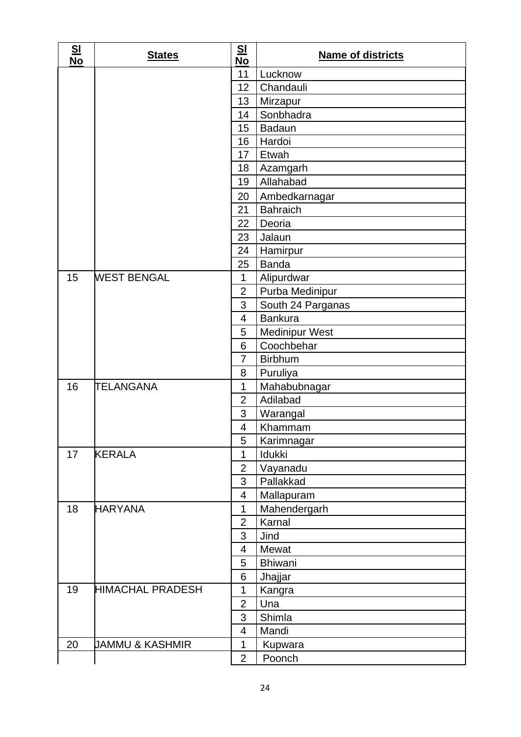| Sl No | States | Sl No | Name of districts |
|---|---|---|---|
| | | 11 | Lucknow |
| | | 12 | Chandauli |
| | | 13 | Mirzapur |
| | | 14 | Sonbhadra |
| | | 15 | Badaun |
| | | 16 | Hardoi |
| | | 17 | Etwah |
| | | 18 | Azamgarh |
| | | 19 | Allahabad |
| | | 20 | Ambedkarnagar |
| | | 21 | Bahraich |
| | | 22 | Deoria |
| | | 23 | Jalaun |
| | | 24 | Hamirpur |
| | | 25 | Banda |
| 15 | WEST BENGAL | 1 | Alipurdwar |
| | | 2 | Purba Medinipur |
| | | 3 | South 24 Parganas |
| | | 4 | Bankura |
| | | 5 | Medinipur West |
| | | 6 | Coochbehar |
| | | 7 | Birbhum |
| | | 8 | Puruliya |
| 16 | TELANGANA | 1 | Mahabubnagar |
| | | 2 | Adilabad |
| | | 3 | Warangal |
| | | 4 | Khammam |
| | | 5 | Karimnagar |
| 17 | KERALA | 1 | Idukki |
| | | 2 | Vayanadu |
| | | 3 | Pallakkad |
| | | 4 | Mallapuram |
| 18 | HARYANA | 1 | Mahendergarh |
| | | 2 | Karnal |
| | | 3 | Jind |
| | | 4 | Mewat |
| | | 5 | Bhiwani |
| | | 6 | Jhajjar |
| 19 | HIMACHAL PRADESH | 1 | Kangra |
| | | 2 | Una |
| | | 3 | Shimla |
| | | 4 | Mandi |
| 20 | JAMMU & KASHMIR | 1 | Kupwara |
| | | 2 | Poonch |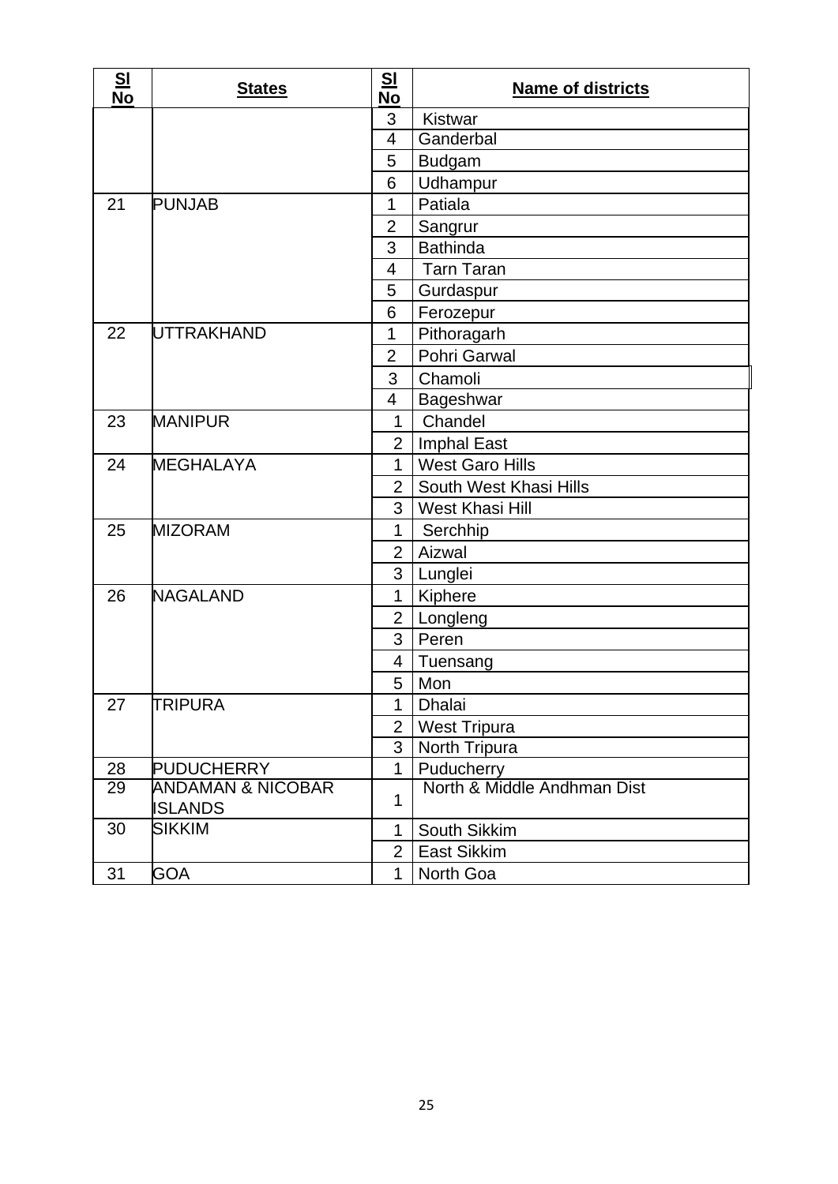| Sl No | States | Sl No | Name of districts |
|---|---|---|---|
| | | 3 | Kistwar |
| | | 4 | Ganderbal |
| | | 5 | Budgam |
| | | 6 | Udhampur |
| 21 | PUNJAB | 1 | Patiala |
| | | 2 | Sangrur |
| | | 3 | Bathinda |
| | | 4 | Tarn Taran |
| | | 5 | Gurdaspur |
| | | 6 | Ferozepur |
| 22 | UTTRAKHAND | 1 | Pithoragarh |
| | | 2 | Pohri Garwal |
| | | 3 | Chamoli |
| | | 4 | Bageshwar |
| 23 | MANIPUR | 1 | Chandel |
| | | 2 | Imphal East |
| 24 | MEGHALAYA | 1 | West Garo Hills |
| | | 2 | South West Khasi Hills |
| | | 3 | West Khasi Hill |
| 25 | MIZORAM | 1 | Serchhip |
| | | 2 | Aizwal |
| | | 3 | Lunglei |
| 26 | NAGALAND | 1 | Kiphere |
| | | 2 | Longleng |
| | | 3 | Peren |
| | | 4 | Tuensang |
| | | 5 | Mon |
| 27 | TRIPURA | 1 | Dhalai |
| | | 2 | West Tripura |
| | | 3 | North Tripura |
| 28 | PUDUCHERRY | 1 | Puducherry |
| 29 | ANDAMAN & NICOBAR ISLANDS | 1 | North & Middle Andhman Dist |
| 30 | SIKKIM | 1 | South Sikkim |
| | | 2 | East Sikkim |
| 31 | GOA | 1 | North Goa |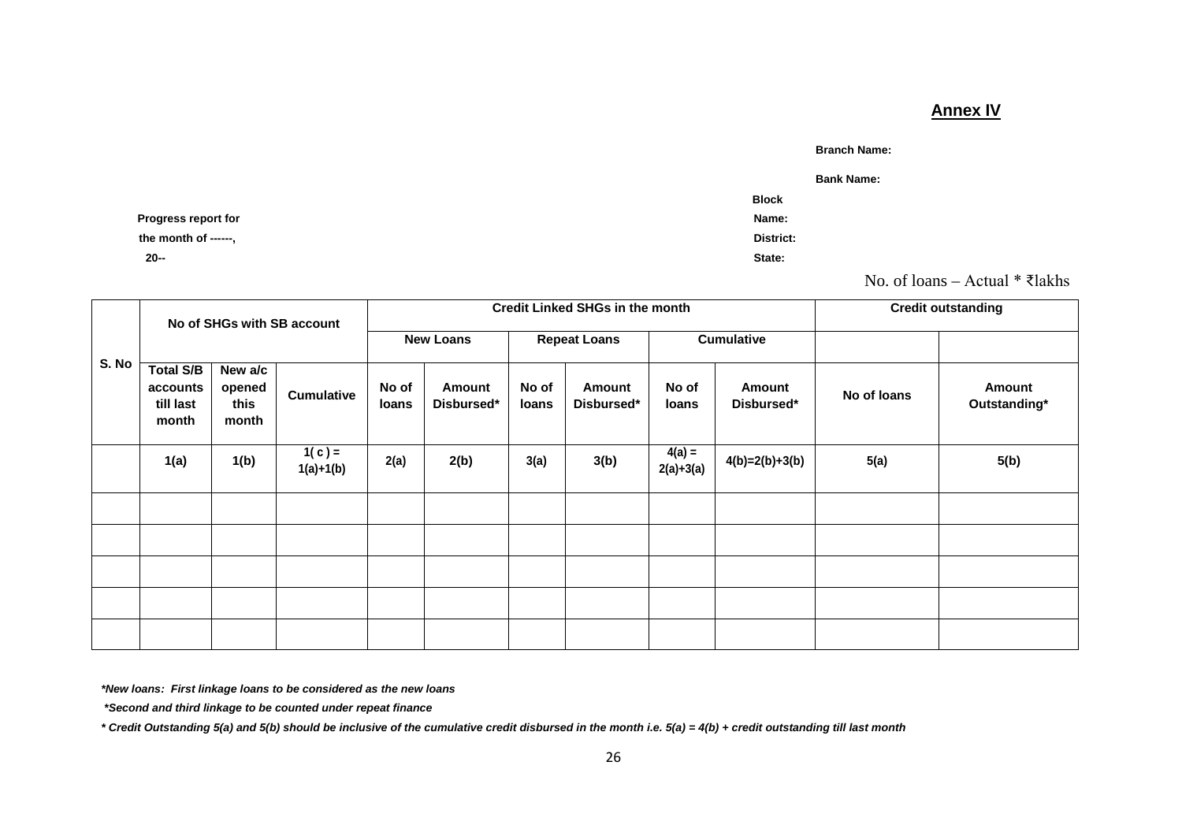**Annex IV**

**Branch Name:**

**Bank Name:**

**Block Name:**

**District:**

**State:**

**Progress report for the month of ------, 20--**

No. of loans – Actual * ₹lakhs

| S. No | No of SHGs with SB account | | | Credit Linked SHGs in the month | | | | | | Credit outstanding | |
|---|---|---|---|---|---|---|---|---|---|---|---|
| | | | | New Loans | | Repeat Loans | | Cumulative | | | |
| | Total S/B accounts till last month | New a/c opened this month | Cumulative | No of loans | Amount Disbursed* | No of loans | Amount Disbursed* | No of loans | Amount Disbursed* | No of loans | Amount Outstanding* |
| | 1(a) | 1(b) | 1( c ) = 1(a)+1(b) | 2(a) | 2(b) | 3(a) | 3(b) | 4(a) = 2(a)+3(a) | 4(b)=2(b)+3(b) | 5(a) | 5(b) |
| | | | | | | | | | | | |
| | | | | | | | | | | | |
| | | | | | | | | | | | |
| | | | | | | | | | | | |
| | | | | | | | | | | | |

***New loans: First linkage loans to be considered as the new loans***

***Second and third linkage to be counted under repeat finance***

*** Credit Outstanding 5(a) and 5(b) should be inclusive of the cumulative credit disbursed in the month i.e. 5(a) = 4(b) + credit outstanding till last month***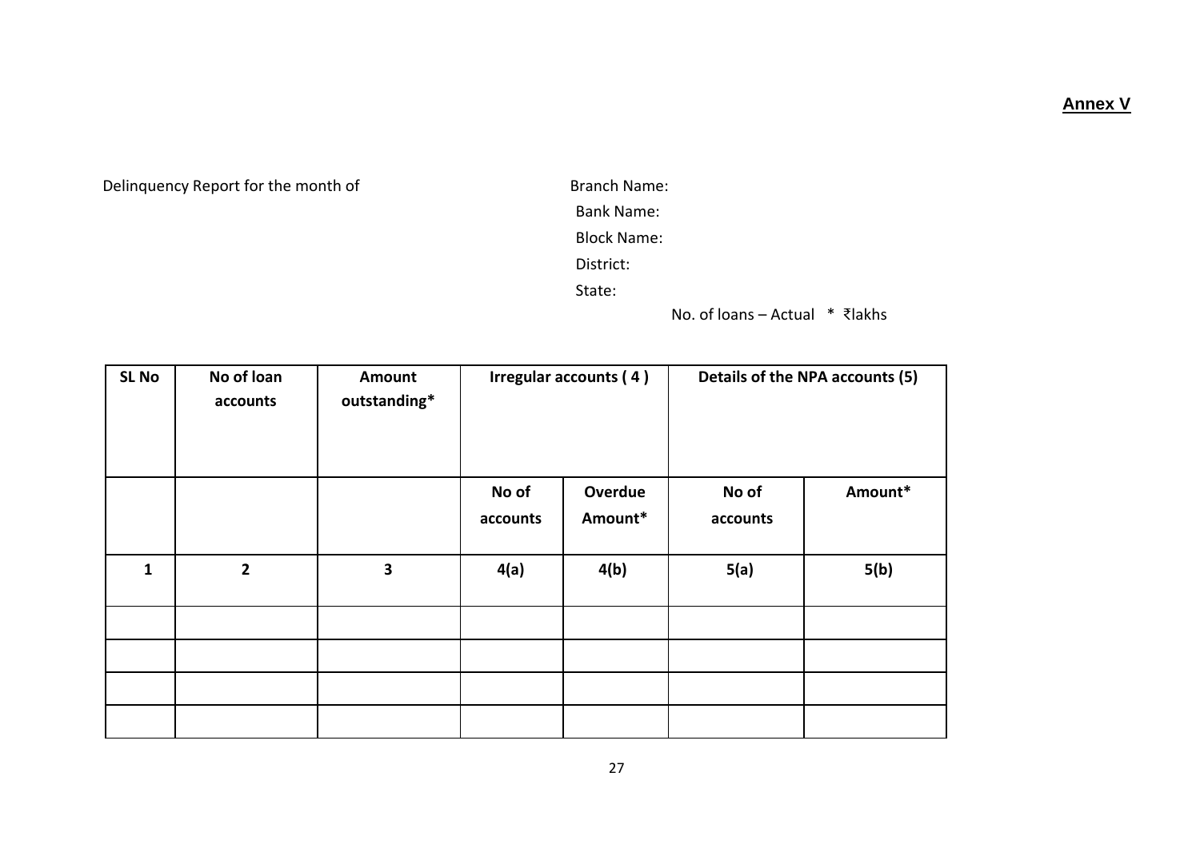**Annex V**

Delinquency Report for the month of

Branch Name:

Bank Name:

Block Name:

District:

State:

No. of loans – Actual * ₹lakhs

| SL No | No of loan accounts | Amount outstanding* | Irregular accounts ( 4 ) | | Details of the NPA accounts (5) | |
|---|---|---|---|---|---|---|
| | | | No of accounts | Overdue Amount* | No of accounts | Amount* |
| 1 | 2 | 3 | 4(a) | 4(b) | 5(a) | 5(b) |
| | | | | | | |
| | | | | | | |
| | | | | | | |
| | | | | | | |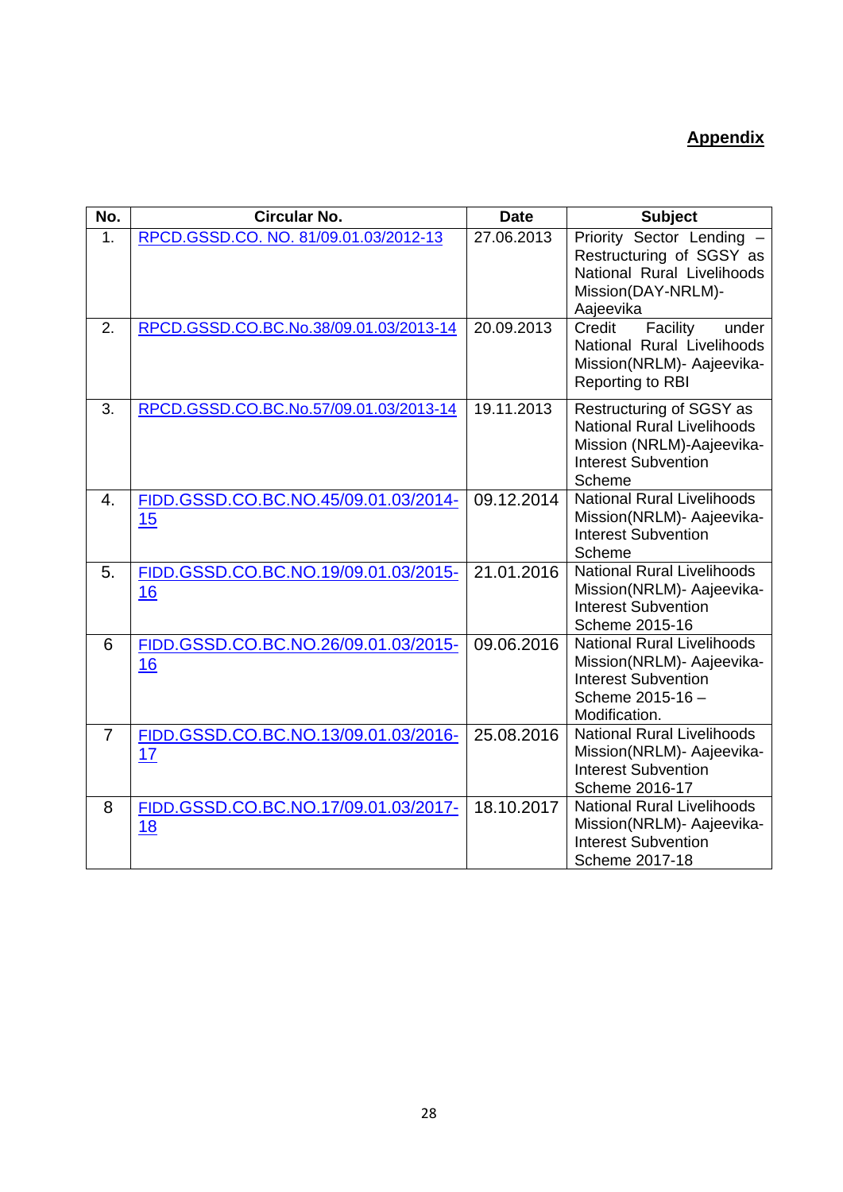**Appendix**

| No. | Circular No. | Date | Subject |
|---|---|---|---|
| 1. | RPCD.GSSD.CO. NO. 81/09.01.03/2012-13 | 27.06.2013 | Priority Sector Lending – Restructuring of SGSY as National Rural Livelihoods Mission(DAY-NRLM)- Aajeevika |
| 2. | RPCD.GSSD.CO.BC.No.38/09.01.03/2013-14 | 20.09.2013 | Credit Facility under National Rural Livelihoods Mission(NRLM)- Aajeevika- Reporting to RBI |
| 3. | RPCD.GSSD.CO.BC.No.57/09.01.03/2013-14 | 19.11.2013 | Restructuring of SGSY as National Rural Livelihoods Mission (NRLM)-Aajeevika- Interest Subvention Scheme |
| 4. | FIDD.GSSD.CO.BC.NO.45/09.01.03/2014-15 | 09.12.2014 | National Rural Livelihoods Mission(NRLM)- Aajeevika- Interest Subvention Scheme |
| 5. | FIDD.GSSD.CO.BC.NO.19/09.01.03/2015-16 | 21.01.2016 | National Rural Livelihoods Mission(NRLM)- Aajeevika- Interest Subvention Scheme 2015-16 |
| 6 | FIDD.GSSD.CO.BC.NO.26/09.01.03/2015-16 | 09.06.2016 | National Rural Livelihoods Mission(NRLM)- Aajeevika- Interest Subvention Scheme 2015-16 – Modification. |
| 7 | FIDD.GSSD.CO.BC.NO.13/09.01.03/2016-17 | 25.08.2016 | National Rural Livelihoods Mission(NRLM)- Aajeevika- Interest Subvention Scheme 2016-17 |
| 8 | FIDD.GSSD.CO.BC.NO.17/09.01.03/2017-18 | 18.10.2017 | National Rural Livelihoods Mission(NRLM)- Aajeevika- Interest Subvention Scheme 2017-18 |